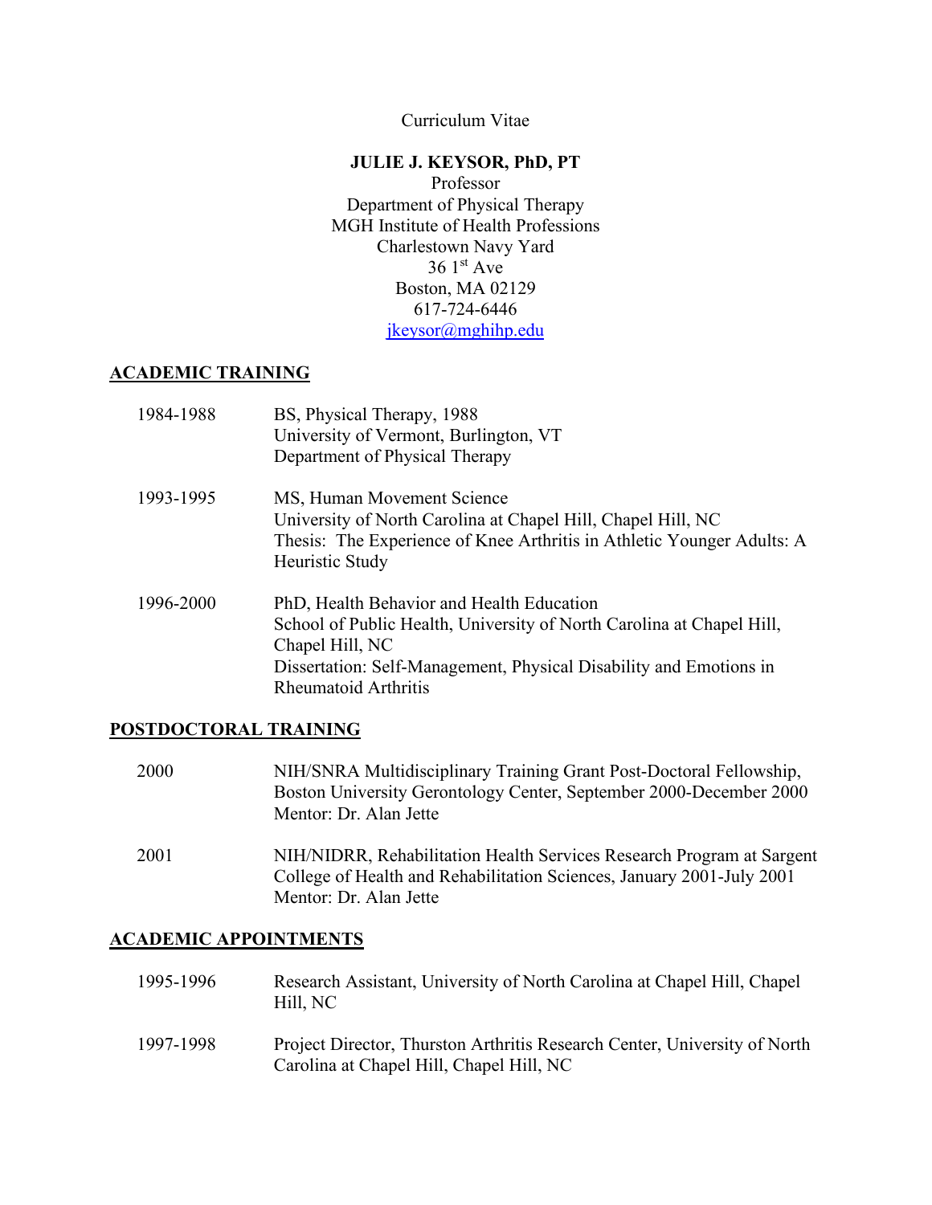Curriculum Vitae

**JULIE J. KEYSOR, PhD, PT**
Professor
Department of Physical Therapy
MGH Institute of Health Professions
Charlestown Navy Yard
36 1st Ave
Boston, MA 02129
617-724-6446
jkeysor@mghihp.edu

## ACADEMIC TRAINING

| | |
|---|---|
| 1984-1988 | BS, Physical Therapy, 1988<br>University of Vermont, Burlington, VT<br>Department of Physical Therapy |
| 1993-1995 | MS, Human Movement Science<br>University of North Carolina at Chapel Hill, Chapel Hill, NC<br>Thesis: The Experience of Knee Arthritis in Athletic Younger Adults: A Heuristic Study |
| 1996-2000 | PhD, Health Behavior and Health Education<br>School of Public Health, University of North Carolina at Chapel Hill, Chapel Hill, NC<br>Dissertation: Self-Management, Physical Disability and Emotions in Rheumatoid Arthritis |

## POSTDOCTORAL TRAINING

| | |
|---|---|
| 2000 | NIH/SNRA Multidisciplinary Training Grant Post-Doctoral Fellowship, Boston University Gerontology Center, September 2000-December 2000<br>Mentor: Dr. Alan Jette |
| 2001 | NIH/NIDRR, Rehabilitation Health Services Research Program at Sargent College of Health and Rehabilitation Sciences, January 2001-July 2001<br>Mentor: Dr. Alan Jette |

## ACADEMIC APPOINTMENTS

| | |
|---|---|
| 1995-1996 | Research Assistant, University of North Carolina at Chapel Hill, Chapel Hill, NC |
| 1997-1998 | Project Director, Thurston Arthritis Research Center, University of North Carolina at Chapel Hill, Chapel Hill, NC |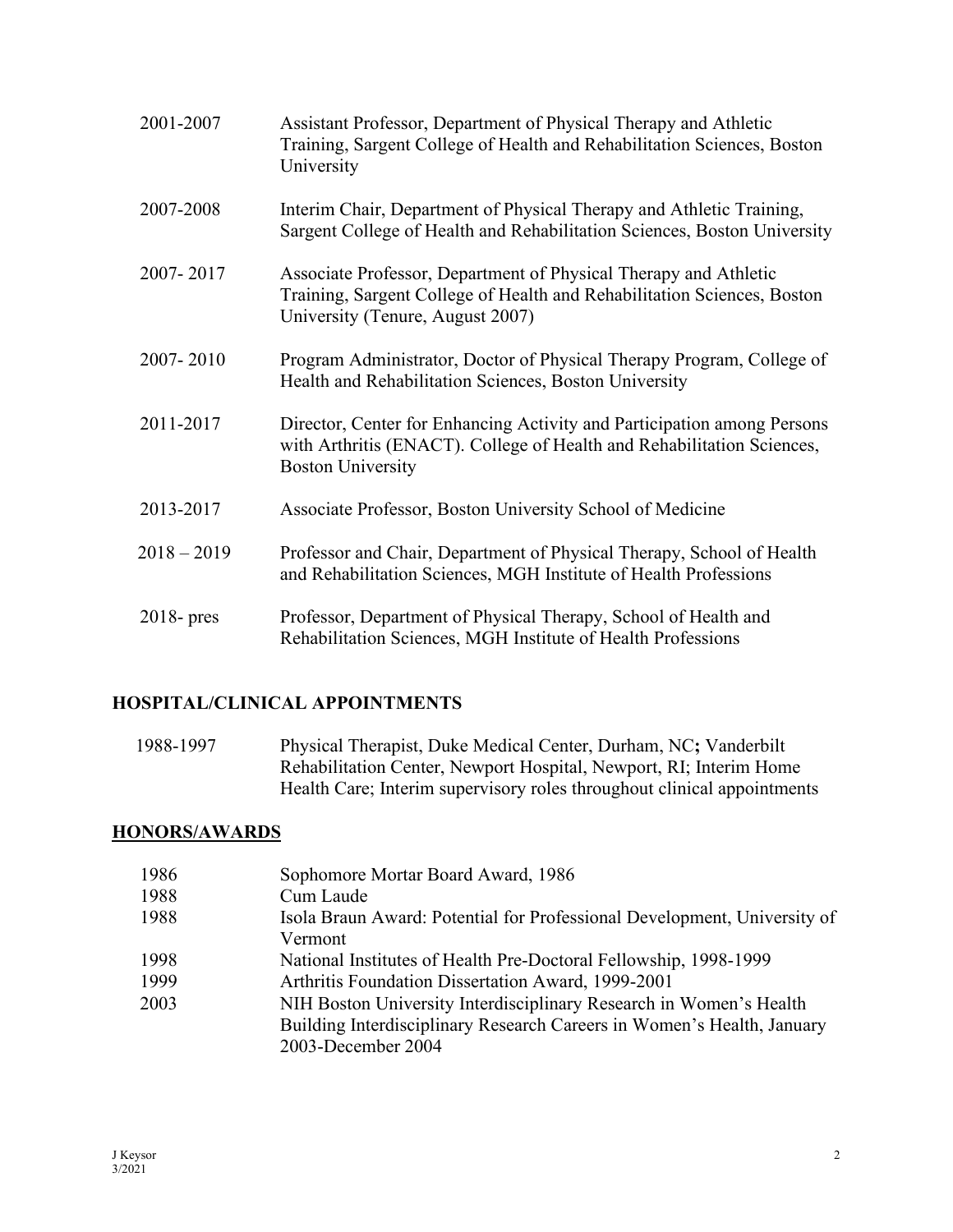| | |
|---|---|
| 2001-2007 | Assistant Professor, Department of Physical Therapy and Athletic Training, Sargent College of Health and Rehabilitation Sciences, Boston University |
| 2007-2008 | Interim Chair, Department of Physical Therapy and Athletic Training, Sargent College of Health and Rehabilitation Sciences, Boston University |
| 2007- 2017 | Associate Professor, Department of Physical Therapy and Athletic Training, Sargent College of Health and Rehabilitation Sciences, Boston University (Tenure, August 2007) |
| 2007- 2010 | Program Administrator, Doctor of Physical Therapy Program, College of Health and Rehabilitation Sciences, Boston University |
| 2011-2017 | Director, Center for Enhancing Activity and Participation among Persons with Arthritis (ENACT). College of Health and Rehabilitation Sciences, Boston University |
| 2013-2017 | Associate Professor, Boston University School of Medicine |
| 2018 – 2019 | Professor and Chair, Department of Physical Therapy, School of Health and Rehabilitation Sciences, MGH Institute of Health Professions |
| 2018- pres | Professor, Department of Physical Therapy, School of Health and Rehabilitation Sciences, MGH Institute of Health Professions |

## HOSPITAL/CLINICAL APPOINTMENTS

| | |
|---|---|
| 1988-1997 | Physical Therapist, Duke Medical Center, Durham, NC**;** Vanderbilt Rehabilitation Center, Newport Hospital, Newport, RI; Interim Home Health Care; Interim supervisory roles throughout clinical appointments |

## HONORS/AWARDS

| | |
|---|---|
| 1986 | Sophomore Mortar Board Award, 1986 |
| 1988 | Cum Laude |
| 1988 | Isola Braun Award: Potential for Professional Development, University of Vermont |
| 1998 | National Institutes of Health Pre-Doctoral Fellowship, 1998-1999 |
| 1999 | Arthritis Foundation Dissertation Award, 1999-2001 |
| 2003 | NIH Boston University Interdisciplinary Research in Women's Health Building Interdisciplinary Research Careers in Women's Health, January 2003-December 2004 |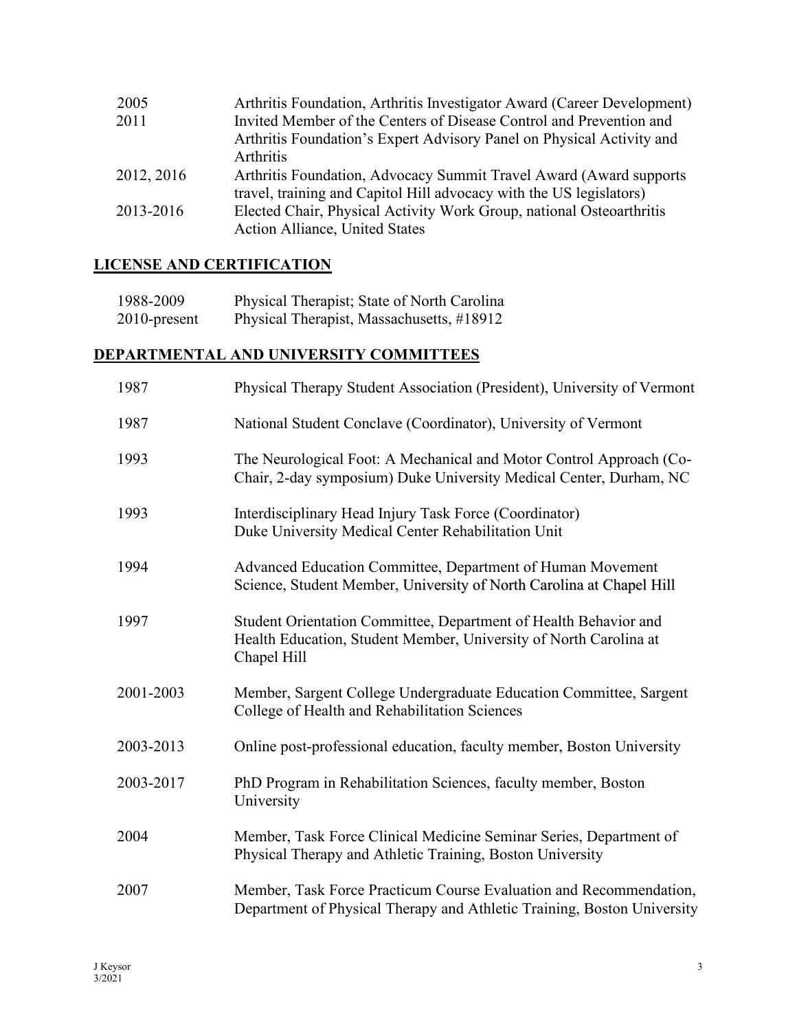| | |
|---|---|
| 2005 | Arthritis Foundation, Arthritis Investigator Award (Career Development) |
| 2011 | Invited Member of the Centers of Disease Control and Prevention and Arthritis Foundation's Expert Advisory Panel on Physical Activity and Arthritis |
| 2012, 2016 | Arthritis Foundation, Advocacy Summit Travel Award (Award supports travel, training and Capitol Hill advocacy with the US legislators) |
| 2013-2016 | Elected Chair, Physical Activity Work Group, national Osteoarthritis Action Alliance, United States |

## LICENSE AND CERTIFICATION

| | |
|---|---|
| 1988-2009 | Physical Therapist; State of North Carolina |
| 2010-present | Physical Therapist, Massachusetts, #18912 |

## DEPARTMENTAL AND UNIVERSITY COMMITTEES

| | |
|---|---|
| 1987 | Physical Therapy Student Association (President), University of Vermont |
| 1987 | National Student Conclave (Coordinator), University of Vermont |
| 1993 | The Neurological Foot: A Mechanical and Motor Control Approach (Co-Chair, 2-day symposium) Duke University Medical Center, Durham, NC |
| 1993 | Interdisciplinary Head Injury Task Force (Coordinator) Duke University Medical Center Rehabilitation Unit |
| 1994 | Advanced Education Committee, Department of Human Movement Science, Student Member, University of North Carolina at Chapel Hill |
| 1997 | Student Orientation Committee, Department of Health Behavior and Health Education, Student Member, University of North Carolina at Chapel Hill |
| 2001-2003 | Member, Sargent College Undergraduate Education Committee, Sargent College of Health and Rehabilitation Sciences |
| 2003-2013 | Online post-professional education, faculty member, Boston University |
| 2003-2017 | PhD Program in Rehabilitation Sciences, faculty member, Boston University |
| 2004 | Member, Task Force Clinical Medicine Seminar Series, Department of Physical Therapy and Athletic Training, Boston University |
| 2007 | Member, Task Force Practicum Course Evaluation and Recommendation, Department of Physical Therapy and Athletic Training, Boston University |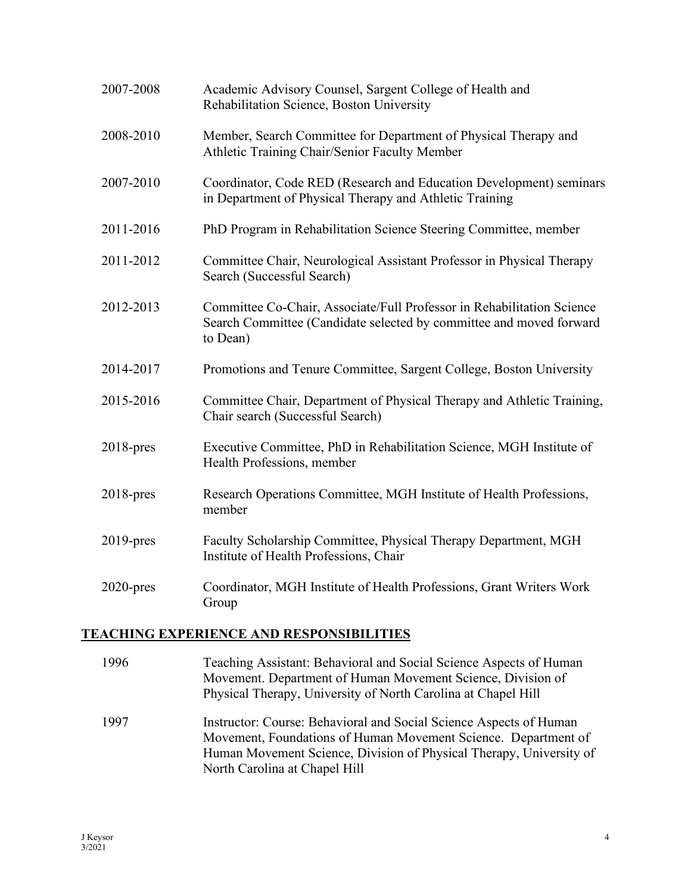2007-2008 Academic Advisory Counsel, Sargent College of Health and Rehabilitation Science, Boston University

2008-2010 Member, Search Committee for Department of Physical Therapy and Athletic Training Chair/Senior Faculty Member

2007-2010 Coordinator, Code RED (Research and Education Development) seminars in Department of Physical Therapy and Athletic Training

2011-2016 PhD Program in Rehabilitation Science Steering Committee, member

2011-2012 Committee Chair, Neurological Assistant Professor in Physical Therapy Search (Successful Search)

2012-2013 Committee Co-Chair, Associate/Full Professor in Rehabilitation Science Search Committee (Candidate selected by committee and moved forward to Dean)

2014-2017 Promotions and Tenure Committee, Sargent College, Boston University

2015-2016 Committee Chair, Department of Physical Therapy and Athletic Training, Chair search (Successful Search)

2018-pres Executive Committee, PhD in Rehabilitation Science, MGH Institute of Health Professions, member

2018-pres Research Operations Committee, MGH Institute of Health Professions, member

2019-pres Faculty Scholarship Committee, Physical Therapy Department, MGH Institute of Health Professions, Chair

2020-pres Coordinator, MGH Institute of Health Professions, Grant Writers Work Group

## TEACHING EXPERIENCE AND RESPONSIBILITIES

1996 Teaching Assistant: Behavioral and Social Science Aspects of Human Movement. Department of Human Movement Science, Division of Physical Therapy, University of North Carolina at Chapel Hill

1997 Instructor: Course: Behavioral and Social Science Aspects of Human Movement, Foundations of Human Movement Science. Department of Human Movement Science, Division of Physical Therapy, University of North Carolina at Chapel Hill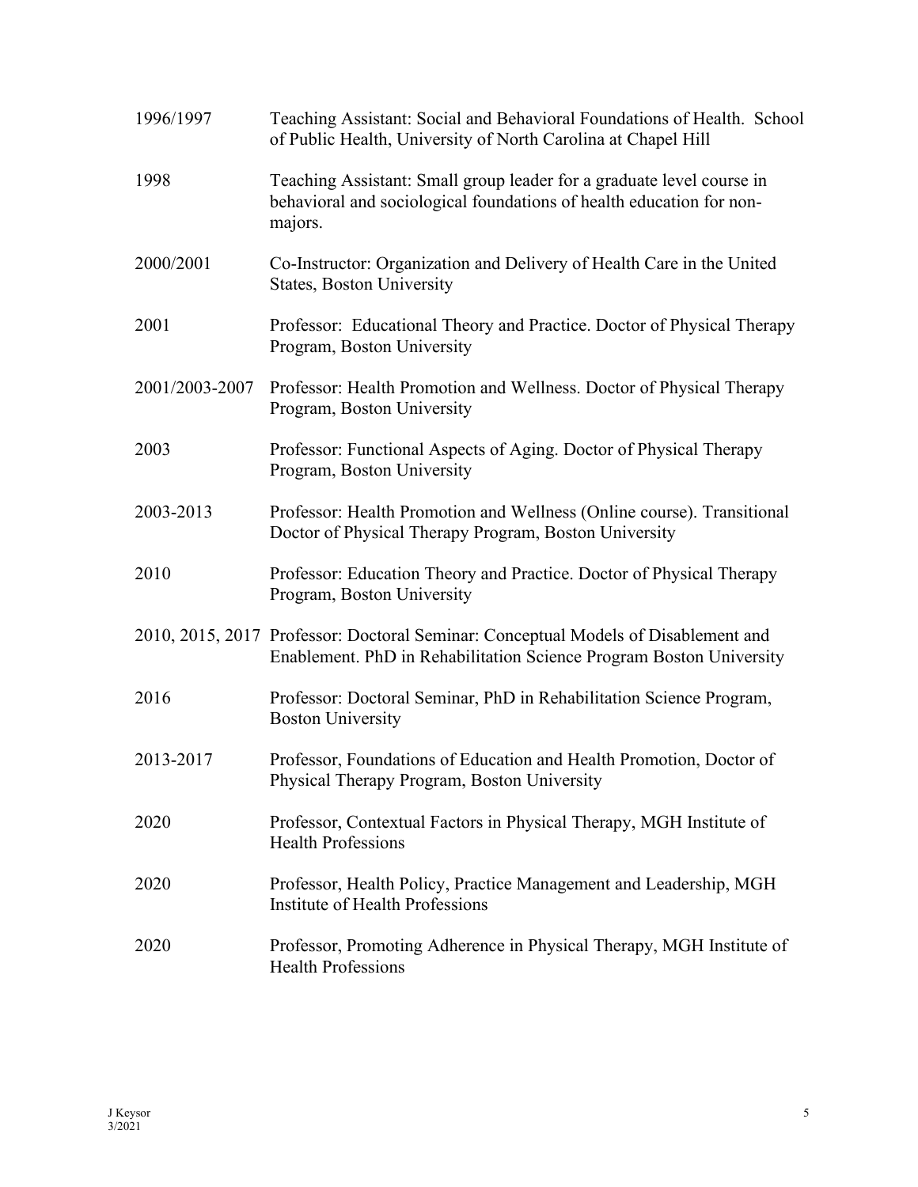| | |
|---|---|
| 1996/1997 | Teaching Assistant: Social and Behavioral Foundations of Health. School of Public Health, University of North Carolina at Chapel Hill |
| 1998 | Teaching Assistant: Small group leader for a graduate level course in behavioral and sociological foundations of health education for non-majors. |
| 2000/2001 | Co-Instructor: Organization and Delivery of Health Care in the United States, Boston University |
| 2001 | Professor: Educational Theory and Practice. Doctor of Physical Therapy Program, Boston University |
| 2001/2003-2007 | Professor: Health Promotion and Wellness. Doctor of Physical Therapy Program, Boston University |
| 2003 | Professor: Functional Aspects of Aging. Doctor of Physical Therapy Program, Boston University |
| 2003-2013 | Professor: Health Promotion and Wellness (Online course). Transitional Doctor of Physical Therapy Program, Boston University |
| 2010 | Professor: Education Theory and Practice. Doctor of Physical Therapy Program, Boston University |
| 2010, 2015, 2017 | Professor: Doctoral Seminar: Conceptual Models of Disablement and Enablement. PhD in Rehabilitation Science Program Boston University |
| 2016 | Professor: Doctoral Seminar, PhD in Rehabilitation Science Program, Boston University |
| 2013-2017 | Professor, Foundations of Education and Health Promotion, Doctor of Physical Therapy Program, Boston University |
| 2020 | Professor, Contextual Factors in Physical Therapy, MGH Institute of Health Professions |
| 2020 | Professor, Health Policy, Practice Management and Leadership, MGH Institute of Health Professions |
| 2020 | Professor, Promoting Adherence in Physical Therapy, MGH Institute of Health Professions |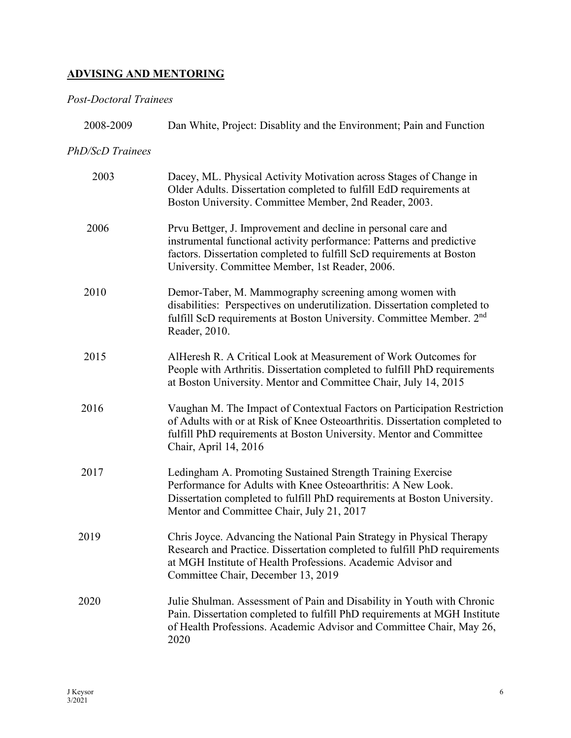## ADVISING AND MENTORING

*Post-Doctoral Trainees*

2008-2009 Dan White, Project: Disablity and the Environment; Pain and Function

*PhD/ScD Trainees*

2003 Dacey, ML. Physical Activity Motivation across Stages of Change in Older Adults. Dissertation completed to fulfill EdD requirements at Boston University. Committee Member, 2nd Reader, 2003.

2006 Prvu Bettger, J. Improvement and decline in personal care and instrumental functional activity performance: Patterns and predictive factors. Dissertation completed to fulfill ScD requirements at Boston University. Committee Member, 1st Reader, 2006.

2010 Demor-Taber, M. Mammography screening among women with disabilities: Perspectives on underutilization. Dissertation completed to fulfill ScD requirements at Boston University. Committee Member. 2nd Reader, 2010.

2015 AlHeresh R. A Critical Look at Measurement of Work Outcomes for People with Arthritis. Dissertation completed to fulfill PhD requirements at Boston University. Mentor and Committee Chair, July 14, 2015

2016 Vaughan M. The Impact of Contextual Factors on Participation Restriction of Adults with or at Risk of Knee Osteoarthritis. Dissertation completed to fulfill PhD requirements at Boston University. Mentor and Committee Chair, April 14, 2016

2017 Ledingham A. Promoting Sustained Strength Training Exercise Performance for Adults with Knee Osteoarthritis: A New Look. Dissertation completed to fulfill PhD requirements at Boston University. Mentor and Committee Chair, July 21, 2017

2019 Chris Joyce. Advancing the National Pain Strategy in Physical Therapy Research and Practice. Dissertation completed to fulfill PhD requirements at MGH Institute of Health Professions. Academic Advisor and Committee Chair, December 13, 2019

2020 Julie Shulman. Assessment of Pain and Disability in Youth with Chronic Pain. Dissertation completed to fulfill PhD requirements at MGH Institute of Health Professions. Academic Advisor and Committee Chair, May 26, 2020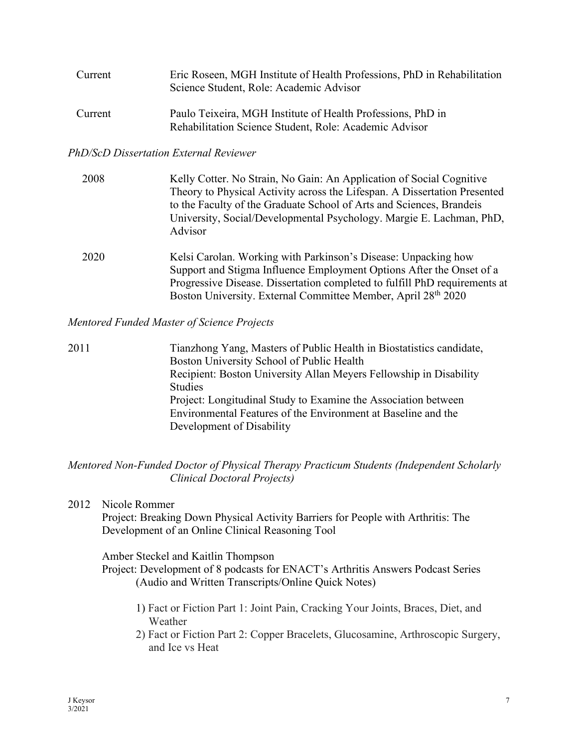Current — Eric Roseen, MGH Institute of Health Professions, PhD in Rehabilitation Science Student, Role: Academic Advisor

Current — Paulo Teixeira, MGH Institute of Health Professions, PhD in Rehabilitation Science Student, Role: Academic Advisor

*PhD/ScD Dissertation External Reviewer*

2008 — Kelly Cotter. No Strain, No Gain: An Application of Social Cognitive Theory to Physical Activity across the Lifespan. A Dissertation Presented to the Faculty of the Graduate School of Arts and Sciences, Brandeis University, Social/Developmental Psychology. Margie E. Lachman, PhD, Advisor

2020 — Kelsi Carolan. Working with Parkinson's Disease: Unpacking how Support and Stigma Influence Employment Options After the Onset of a Progressive Disease. Dissertation completed to fulfill PhD requirements at Boston University. External Committee Member, April 28th 2020

*Mentored Funded Master of Science Projects*

2011 — Tianzhong Yang, Masters of Public Health in Biostatistics candidate, Boston University School of Public Health
Recipient: Boston University Allan Meyers Fellowship in Disability Studies
Project: Longitudinal Study to Examine the Association between Environmental Features of the Environment at Baseline and the Development of Disability

*Mentored Non-Funded Doctor of Physical Therapy Practicum Students (Independent Scholarly Clinical Doctoral Projects)*

2012 Nicole Rommer
Project: Breaking Down Physical Activity Barriers for People with Arthritis: The Development of an Online Clinical Reasoning Tool

Amber Steckel and Kaitlin Thompson
Project: Development of 8 podcasts for ENACT's Arthritis Answers Podcast Series (Audio and Written Transcripts/Online Quick Notes)

1) Fact or Fiction Part 1: Joint Pain, Cracking Your Joints, Braces, Diet, and Weather
2) Fact or Fiction Part 2: Copper Bracelets, Glucosamine, Arthroscopic Surgery, and Ice vs Heat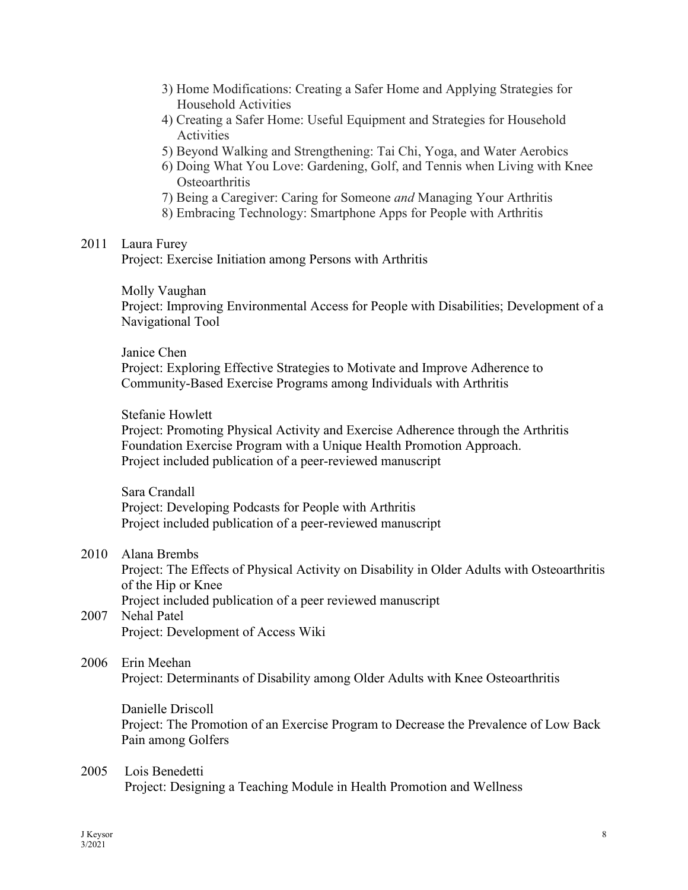3) Home Modifications: Creating a Safer Home and Applying Strategies for Household Activities
4) Creating a Safer Home: Useful Equipment and Strategies for Household Activities
5) Beyond Walking and Strengthening: Tai Chi, Yoga, and Water Aerobics
6) Doing What You Love: Gardening, Golf, and Tennis when Living with Knee Osteoarthritis
7) Being a Caregiver: Caring for Someone *and* Managing Your Arthritis
8) Embracing Technology: Smartphone Apps for People with Arthritis

2011 Laura Furey
Project: Exercise Initiation among Persons with Arthritis

Molly Vaughan
Project: Improving Environmental Access for People with Disabilities; Development of a Navigational Tool

Janice Chen
Project: Exploring Effective Strategies to Motivate and Improve Adherence to Community-Based Exercise Programs among Individuals with Arthritis

Stefanie Howlett
Project: Promoting Physical Activity and Exercise Adherence through the Arthritis Foundation Exercise Program with a Unique Health Promotion Approach.
Project included publication of a peer-reviewed manuscript

Sara Crandall
Project: Developing Podcasts for People with Arthritis
Project included publication of a peer-reviewed manuscript

2010 Alana Brembs
Project: The Effects of Physical Activity on Disability in Older Adults with Osteoarthritis of the Hip or Knee
Project included publication of a peer reviewed manuscript

2007 Nehal Patel
Project: Development of Access Wiki

2006 Erin Meehan
Project: Determinants of Disability among Older Adults with Knee Osteoarthritis

Danielle Driscoll
Project: The Promotion of an Exercise Program to Decrease the Prevalence of Low Back Pain among Golfers

2005 Lois Benedetti
Project: Designing a Teaching Module in Health Promotion and Wellness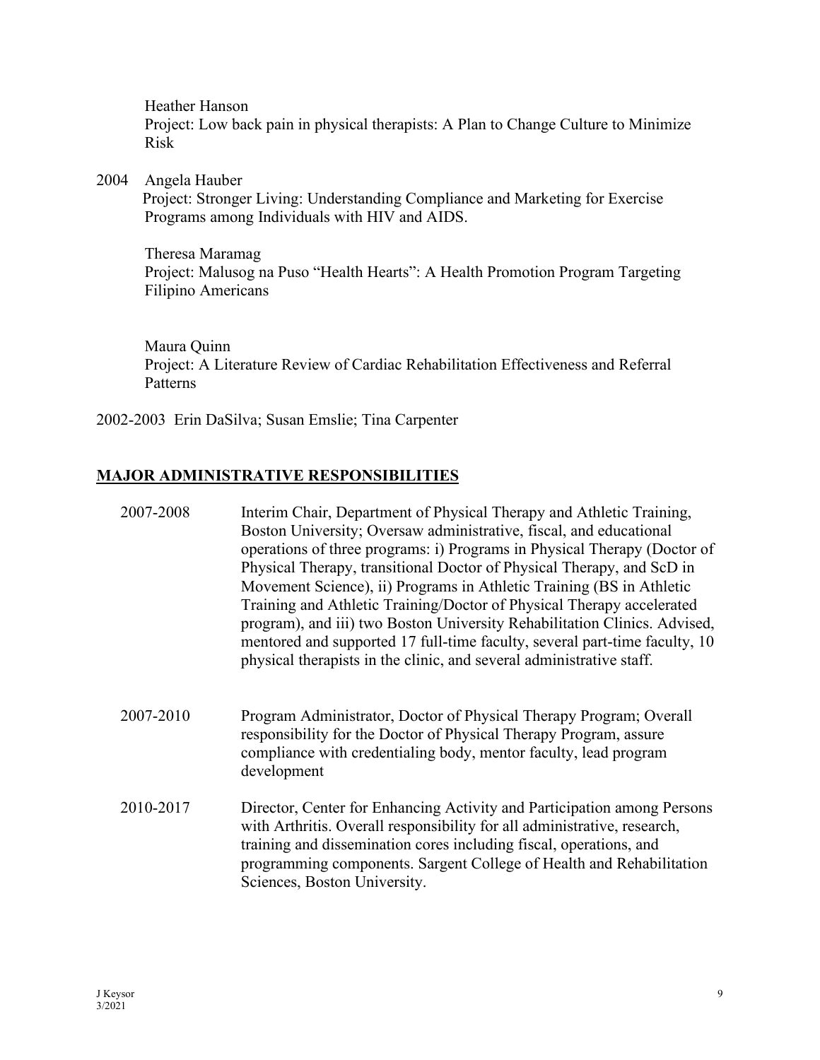Heather Hanson
Project: Low back pain in physical therapists: A Plan to Change Culture to Minimize Risk

2004 Angela Hauber
Project: Stronger Living: Understanding Compliance and Marketing for Exercise Programs among Individuals with HIV and AIDS.

Theresa Maramag
Project: Malusog na Puso "Health Hearts": A Health Promotion Program Targeting Filipino Americans

Maura Quinn
Project: A Literature Review of Cardiac Rehabilitation Effectiveness and Referral Patterns

2002-2003 Erin DaSilva; Susan Emslie; Tina Carpenter

## MAJOR ADMINISTRATIVE RESPONSIBILITIES

2007-2008 Interim Chair, Department of Physical Therapy and Athletic Training, Boston University; Oversaw administrative, fiscal, and educational operations of three programs: i) Programs in Physical Therapy (Doctor of Physical Therapy, transitional Doctor of Physical Therapy, and ScD in Movement Science), ii) Programs in Athletic Training (BS in Athletic Training and Athletic Training/Doctor of Physical Therapy accelerated program), and iii) two Boston University Rehabilitation Clinics. Advised, mentored and supported 17 full-time faculty, several part-time faculty, 10 physical therapists in the clinic, and several administrative staff.

2007-2010 Program Administrator, Doctor of Physical Therapy Program; Overall responsibility for the Doctor of Physical Therapy Program, assure compliance with credentialing body, mentor faculty, lead program development

2010-2017 Director, Center for Enhancing Activity and Participation among Persons with Arthritis. Overall responsibility for all administrative, research, training and dissemination cores including fiscal, operations, and programming components. Sargent College of Health and Rehabilitation Sciences, Boston University.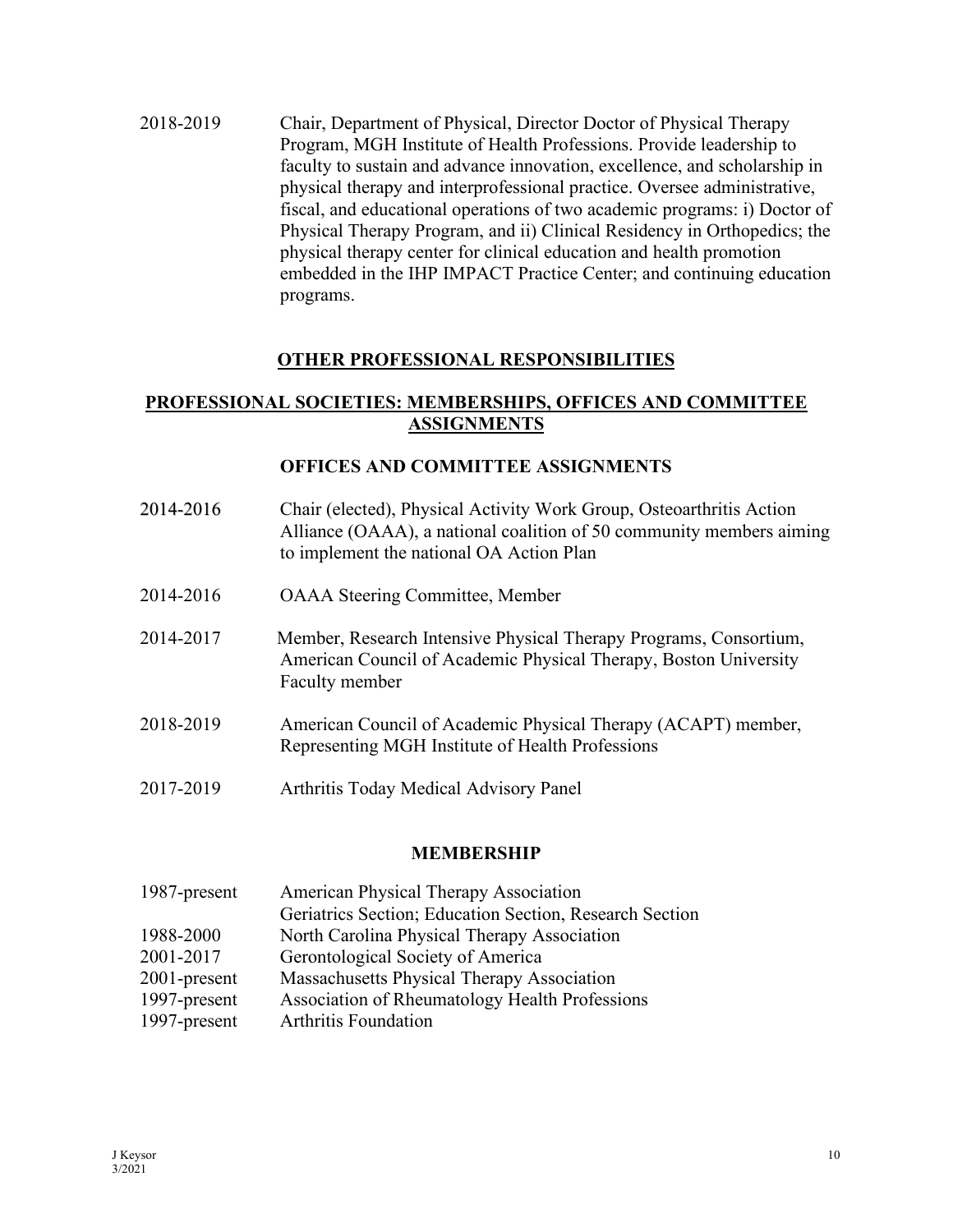2018-2019 Chair, Department of Physical, Director Doctor of Physical Therapy Program, MGH Institute of Health Professions. Provide leadership to faculty to sustain and advance innovation, excellence, and scholarship in physical therapy and interprofessional practice. Oversee administrative, fiscal, and educational operations of two academic programs: i) Doctor of Physical Therapy Program, and ii) Clinical Residency in Orthopedics; the physical therapy center for clinical education and health promotion embedded in the IHP IMPACT Practice Center; and continuing education programs.

## OTHER PROFESSIONAL RESPONSIBILITIES

## PROFESSIONAL SOCIETIES: MEMBERSHIPS, OFFICES AND COMMITTEE ASSIGNMENTS

### OFFICES AND COMMITTEE ASSIGNMENTS

2014-2016 Chair (elected), Physical Activity Work Group, Osteoarthritis Action Alliance (OAAA), a national coalition of 50 community members aiming to implement the national OA Action Plan

2014-2016 OAAA Steering Committee, Member

2014-2017 Member, Research Intensive Physical Therapy Programs, Consortium, American Council of Academic Physical Therapy, Boston University Faculty member

2018-2019 American Council of Academic Physical Therapy (ACAPT) member, Representing MGH Institute of Health Professions

2017-2019 Arthritis Today Medical Advisory Panel

### MEMBERSHIP

1987-present American Physical Therapy Association
Geriatrics Section; Education Section, Research Section
1988-2000 North Carolina Physical Therapy Association
2001-2017 Gerontological Society of America
2001-present Massachusetts Physical Therapy Association
1997-present Association of Rheumatology Health Professions
1997-present Arthritis Foundation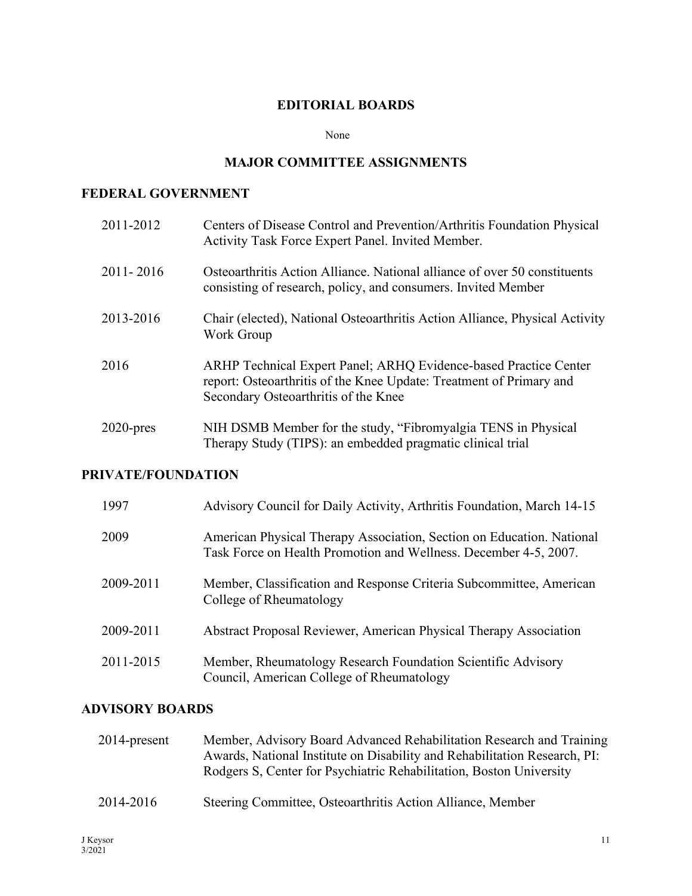## EDITORIAL BOARDS

None

## MAJOR COMMITTEE ASSIGNMENTS

### FEDERAL GOVERNMENT

| | |
|---|---|
| 2011-2012 | Centers of Disease Control and Prevention/Arthritis Foundation Physical Activity Task Force Expert Panel. Invited Member. |
| 2011- 2016 | Osteoarthritis Action Alliance. National alliance of over 50 constituents consisting of research, policy, and consumers. Invited Member |
| 2013-2016 | Chair (elected), National Osteoarthritis Action Alliance, Physical Activity Work Group |
| 2016 | ARHP Technical Expert Panel; ARHQ Evidence-based Practice Center report: Osteoarthritis of the Knee Update: Treatment of Primary and Secondary Osteoarthritis of the Knee |
| 2020-pres | NIH DSMB Member for the study, “Fibromyalgia TENS in Physical Therapy Study (TIPS): an embedded pragmatic clinical trial |

### PRIVATE/FOUNDATION

| | |
|---|---|
| 1997 | Advisory Council for Daily Activity, Arthritis Foundation, March 14-15 |
| 2009 | American Physical Therapy Association, Section on Education. National Task Force on Health Promotion and Wellness. December 4-5, 2007. |
| 2009-2011 | Member, Classification and Response Criteria Subcommittee, American College of Rheumatology |
| 2009-2011 | Abstract Proposal Reviewer, American Physical Therapy Association |
| 2011-2015 | Member, Rheumatology Research Foundation Scientific Advisory Council, American College of Rheumatology |

### ADVISORY BOARDS

| | |
|---|---|
| 2014-present | Member, Advisory Board Advanced Rehabilitation Research and Training Awards, National Institute on Disability and Rehabilitation Research, PI: Rodgers S, Center for Psychiatric Rehabilitation, Boston University |
| 2014-2016 | Steering Committee, Osteoarthritis Action Alliance, Member |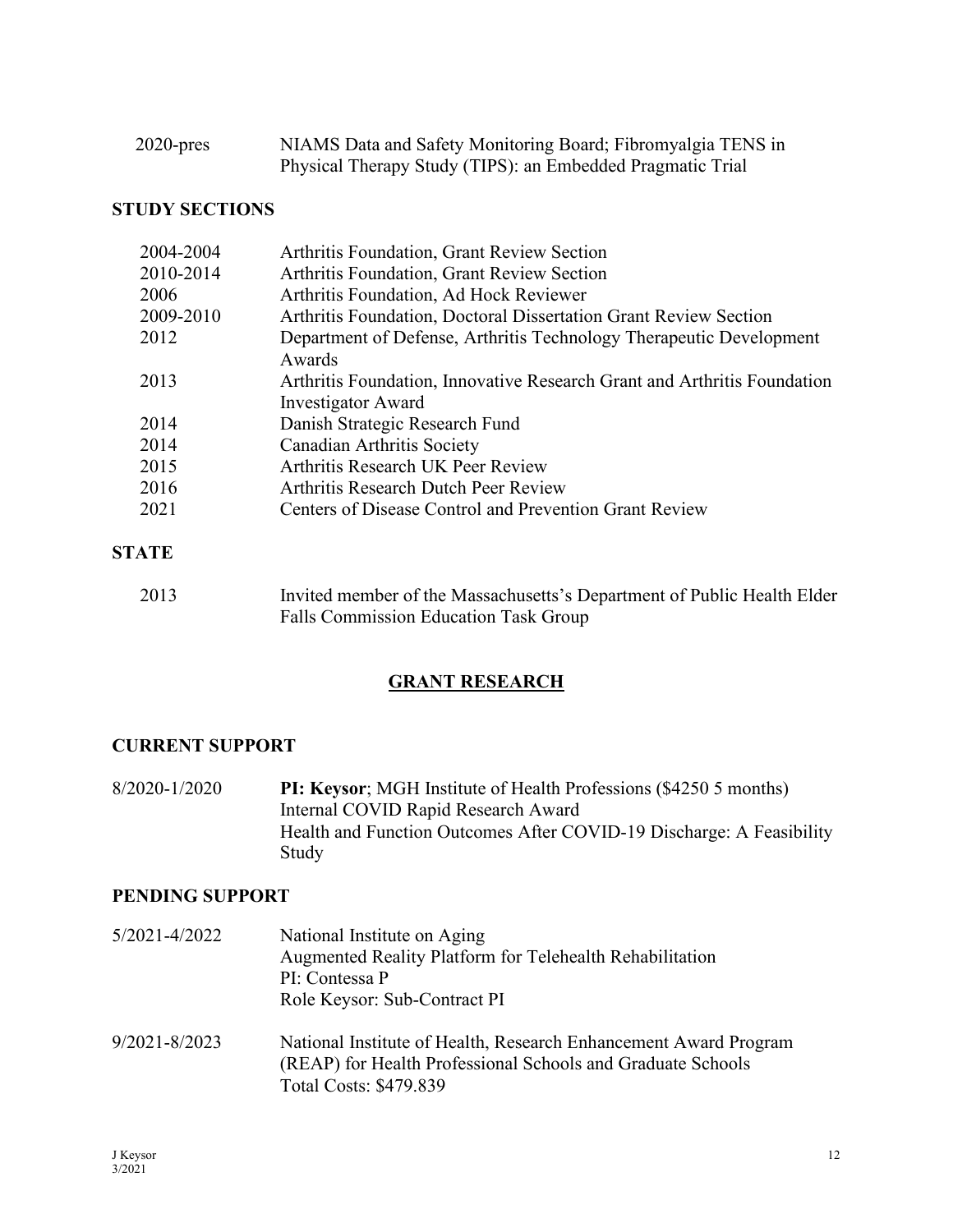2020-pres NIAMS Data and Safety Monitoring Board; Fibromyalgia TENS in Physical Therapy Study (TIPS): an Embedded Pragmatic Trial

### STUDY SECTIONS

| | |
|---|---|
| 2004-2004 | Arthritis Foundation, Grant Review Section |
| 2010-2014 | Arthritis Foundation, Grant Review Section |
| 2006 | Arthritis Foundation, Ad Hock Reviewer |
| 2009-2010 | Arthritis Foundation, Doctoral Dissertation Grant Review Section |
| 2012 | Department of Defense, Arthritis Technology Therapeutic Development Awards |
| 2013 | Arthritis Foundation, Innovative Research Grant and Arthritis Foundation Investigator Award |
| 2014 | Danish Strategic Research Fund |
| 2014 | Canadian Arthritis Society |
| 2015 | Arthritis Research UK Peer Review |
| 2016 | Arthritis Research Dutch Peer Review |
| 2021 | Centers of Disease Control and Prevention Grant Review |

### STATE

2013 Invited member of the Massachusetts's Department of Public Health Elder Falls Commission Education Task Group

## GRANT RESEARCH

### CURRENT SUPPORT

8/2020-1/2020 **PI: Keysor**; MGH Institute of Health Professions ($4250 5 months)
Internal COVID Rapid Research Award
Health and Function Outcomes After COVID-19 Discharge: A Feasibility Study

### PENDING SUPPORT

5/2021-4/2022 National Institute on Aging
Augmented Reality Platform for Telehealth Rehabilitation
PI: Contessa P
Role Keysor: Sub-Contract PI

9/2021-8/2023 National Institute of Health, Research Enhancement Award Program (REAP) for Health Professional Schools and Graduate Schools
Total Costs: $479.839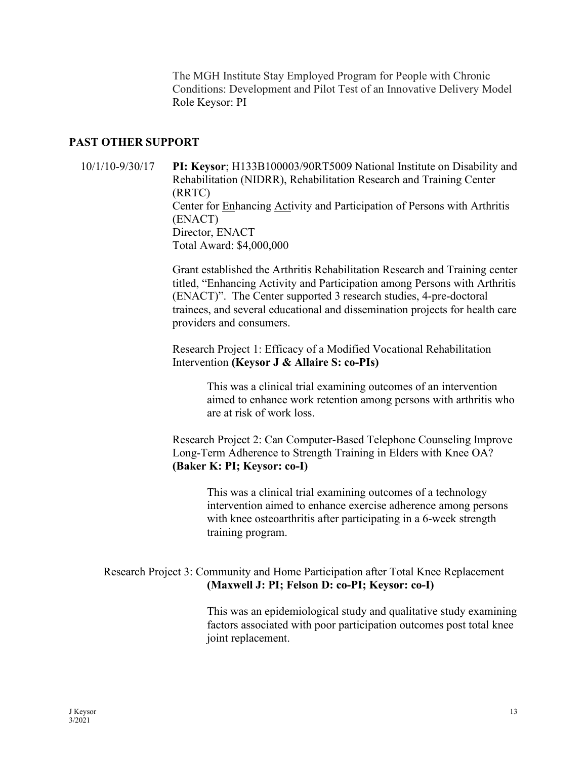The MGH Institute Stay Employed Program for People with Chronic Conditions: Development and Pilot Test of an Innovative Delivery Model
Role Keysor: PI

## PAST OTHER SUPPORT

10/1/10-9/30/17 **PI: Keysor**; H133B100003/90RT5009 National Institute on Disability and Rehabilitation (NIDRR), Rehabilitation Research and Training Center (RRTC)
Center for Enhancing Activity and Participation of Persons with Arthritis (ENACT)
Director, ENACT
Total Award: $4,000,000

Grant established the Arthritis Rehabilitation Research and Training center titled, "Enhancing Activity and Participation among Persons with Arthritis (ENACT)". The Center supported 3 research studies, 4-pre-doctoral trainees, and several educational and dissemination projects for health care providers and consumers.

Research Project 1: Efficacy of a Modified Vocational Rehabilitation Intervention **(Keysor J & Allaire S: co-PIs)**

> This was a clinical trial examining outcomes of an intervention aimed to enhance work retention among persons with arthritis who are at risk of work loss.

Research Project 2: Can Computer-Based Telephone Counseling Improve Long-Term Adherence to Strength Training in Elders with Knee OA? **(Baker K: PI; Keysor: co-I)**

> This was a clinical trial examining outcomes of a technology intervention aimed to enhance exercise adherence among persons with knee osteoarthritis after participating in a 6-week strength training program.

Research Project 3: Community and Home Participation after Total Knee Replacement **(Maxwell J: PI; Felson D: co-PI; Keysor: co-I)**

> This was an epidemiological study and qualitative study examining factors associated with poor participation outcomes post total knee joint replacement.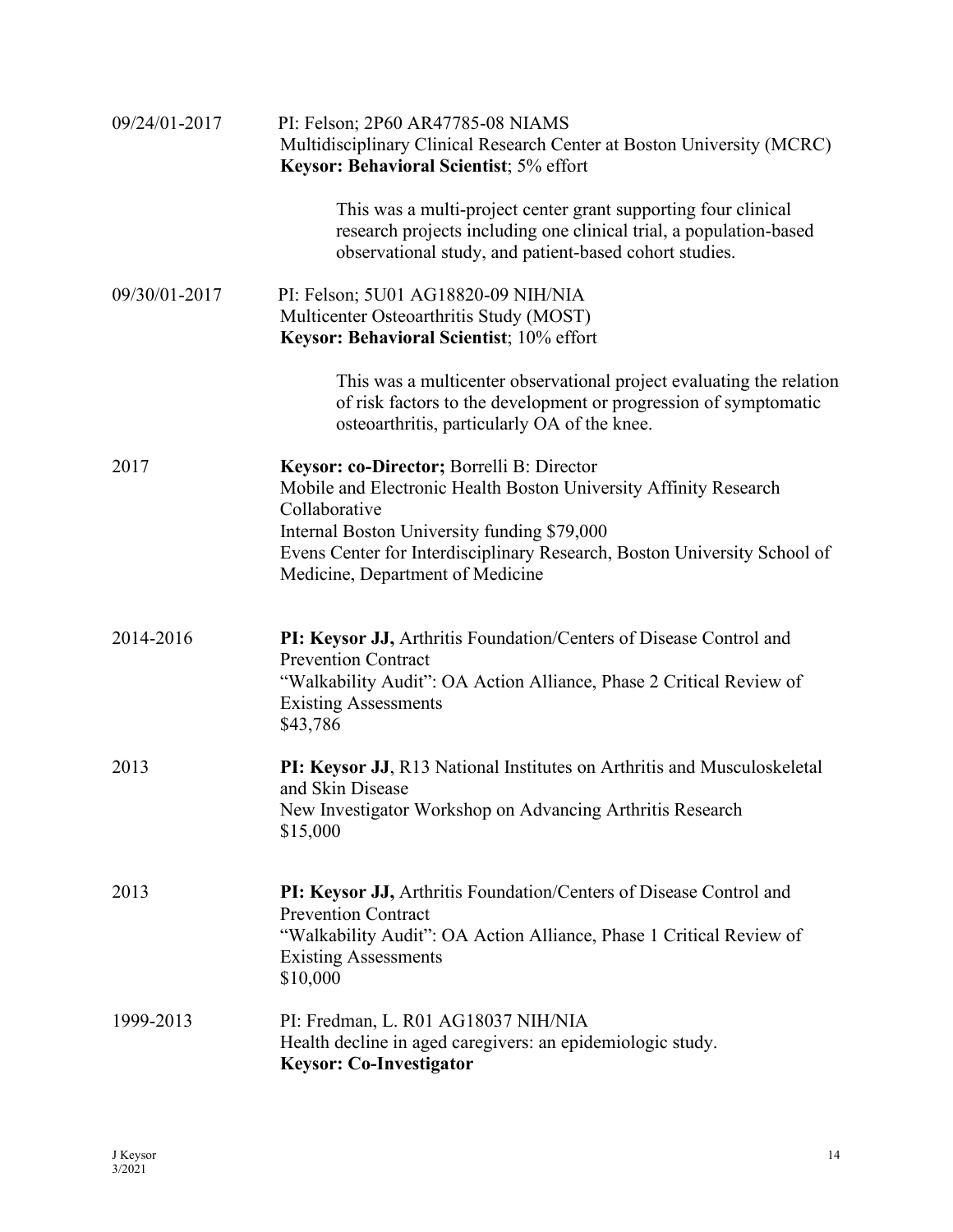09/24/01-2017 PI: Felson; 2P60 AR47785-08 NIAMS
Multidisciplinary Clinical Research Center at Boston University (MCRC)
**Keysor: Behavioral Scientist**; 5% effort

> This was a multi-project center grant supporting four clinical research projects including one clinical trial, a population-based observational study, and patient-based cohort studies.

09/30/01-2017 PI: Felson; 5U01 AG18820-09 NIH/NIA
Multicenter Osteoarthritis Study (MOST)
**Keysor: Behavioral Scientist**; 10% effort

> This was a multicenter observational project evaluating the relation of risk factors to the development or progression of symptomatic osteoarthritis, particularly OA of the knee.

2017 **Keysor: co-Director;** Borrelli B: Director
Mobile and Electronic Health Boston University Affinity Research Collaborative
Internal Boston University funding $79,000
Evens Center for Interdisciplinary Research, Boston University School of Medicine, Department of Medicine

2014-2016 **PI: Keysor JJ,** Arthritis Foundation/Centers of Disease Control and Prevention Contract
"Walkability Audit": OA Action Alliance, Phase 2 Critical Review of Existing Assessments
$43,786

2013 **PI: Keysor JJ**, R13 National Institutes on Arthritis and Musculoskeletal and Skin Disease
New Investigator Workshop on Advancing Arthritis Research
$15,000

2013 **PI: Keysor JJ,** Arthritis Foundation/Centers of Disease Control and Prevention Contract
"Walkability Audit": OA Action Alliance, Phase 1 Critical Review of Existing Assessments
$10,000

1999-2013 PI: Fredman, L. R01 AG18037 NIH/NIA
Health decline in aged caregivers: an epidemiologic study.
**Keysor: Co-Investigator**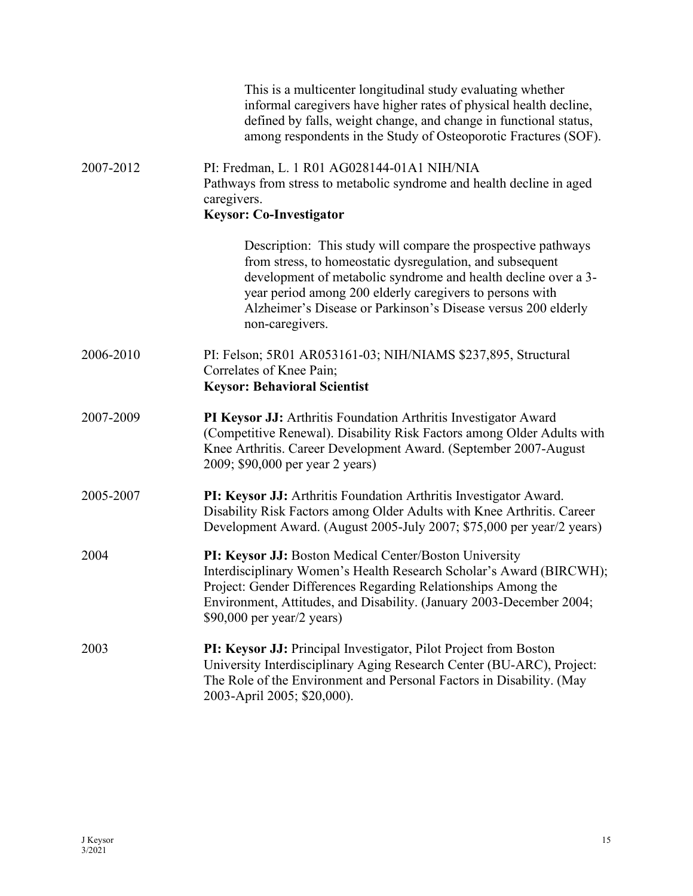This is a multicenter longitudinal study evaluating whether informal caregivers have higher rates of physical health decline, defined by falls, weight change, and change in functional status, among respondents in the Study of Osteoporotic Fractures (SOF).

2007-2012 PI: Fredman, L. 1 R01 AG028144-01A1 NIH/NIA
Pathways from stress to metabolic syndrome and health decline in aged caregivers.
**Keysor: Co-Investigator**

Description: This study will compare the prospective pathways from stress, to homeostatic dysregulation, and subsequent development of metabolic syndrome and health decline over a 3-year period among 200 elderly caregivers to persons with Alzheimer's Disease or Parkinson's Disease versus 200 elderly non-caregivers.

2006-2010 PI: Felson; 5R01 AR053161-03; NIH/NIAMS $237,895, Structural Correlates of Knee Pain;
**Keysor: Behavioral Scientist**

2007-2009 **PI Keysor JJ:** Arthritis Foundation Arthritis Investigator Award (Competitive Renewal). Disability Risk Factors among Older Adults with Knee Arthritis. Career Development Award. (September 2007-August 2009; $90,000 per year 2 years)

2005-2007 **PI: Keysor JJ:** Arthritis Foundation Arthritis Investigator Award. Disability Risk Factors among Older Adults with Knee Arthritis. Career Development Award. (August 2005-July 2007; $75,000 per year/2 years)

2004 **PI: Keysor JJ:** Boston Medical Center/Boston University Interdisciplinary Women's Health Research Scholar's Award (BIRCWH); Project: Gender Differences Regarding Relationships Among the Environment, Attitudes, and Disability. (January 2003-December 2004; $90,000 per year/2 years)

2003 **PI: Keysor JJ:** Principal Investigator, Pilot Project from Boston University Interdisciplinary Aging Research Center (BU-ARC), Project: The Role of the Environment and Personal Factors in Disability. (May 2003-April 2005; $20,000).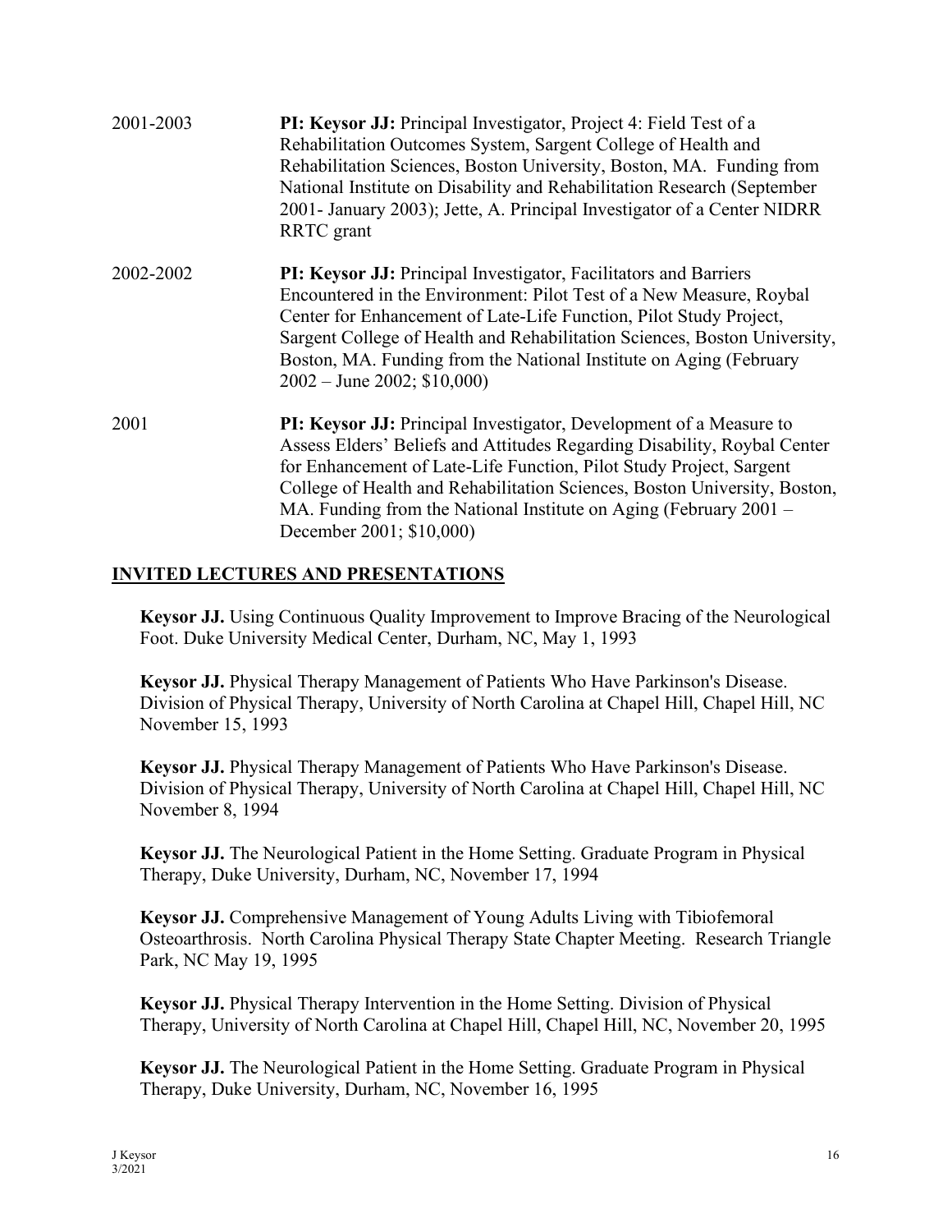2001-2003 **PI: Keysor JJ:** Principal Investigator, Project 4: Field Test of a Rehabilitation Outcomes System, Sargent College of Health and Rehabilitation Sciences, Boston University, Boston, MA. Funding from National Institute on Disability and Rehabilitation Research (September 2001- January 2003); Jette, A. Principal Investigator of a Center NIDRR RRTC grant

2002-2002 **PI: Keysor JJ:** Principal Investigator, Facilitators and Barriers Encountered in the Environment: Pilot Test of a New Measure, Roybal Center for Enhancement of Late-Life Function, Pilot Study Project, Sargent College of Health and Rehabilitation Sciences, Boston University, Boston, MA. Funding from the National Institute on Aging (February 2002 – June 2002; $10,000)

2001 **PI: Keysor JJ:** Principal Investigator, Development of a Measure to Assess Elders' Beliefs and Attitudes Regarding Disability, Roybal Center for Enhancement of Late-Life Function, Pilot Study Project, Sargent College of Health and Rehabilitation Sciences, Boston University, Boston, MA. Funding from the National Institute on Aging (February 2001 – December 2001; $10,000)

## INVITED LECTURES AND PRESENTATIONS

**Keysor JJ.** Using Continuous Quality Improvement to Improve Bracing of the Neurological Foot. Duke University Medical Center, Durham, NC, May 1, 1993

**Keysor JJ.** Physical Therapy Management of Patients Who Have Parkinson's Disease. Division of Physical Therapy, University of North Carolina at Chapel Hill, Chapel Hill, NC November 15, 1993

**Keysor JJ.** Physical Therapy Management of Patients Who Have Parkinson's Disease. Division of Physical Therapy, University of North Carolina at Chapel Hill, Chapel Hill, NC November 8, 1994

**Keysor JJ.** The Neurological Patient in the Home Setting. Graduate Program in Physical Therapy, Duke University, Durham, NC, November 17, 1994

**Keysor JJ.** Comprehensive Management of Young Adults Living with Tibiofemoral Osteoarthrosis. North Carolina Physical Therapy State Chapter Meeting. Research Triangle Park, NC May 19, 1995

**Keysor JJ.** Physical Therapy Intervention in the Home Setting. Division of Physical Therapy, University of North Carolina at Chapel Hill, Chapel Hill, NC, November 20, 1995

**Keysor JJ.** The Neurological Patient in the Home Setting. Graduate Program in Physical Therapy, Duke University, Durham, NC, November 16, 1995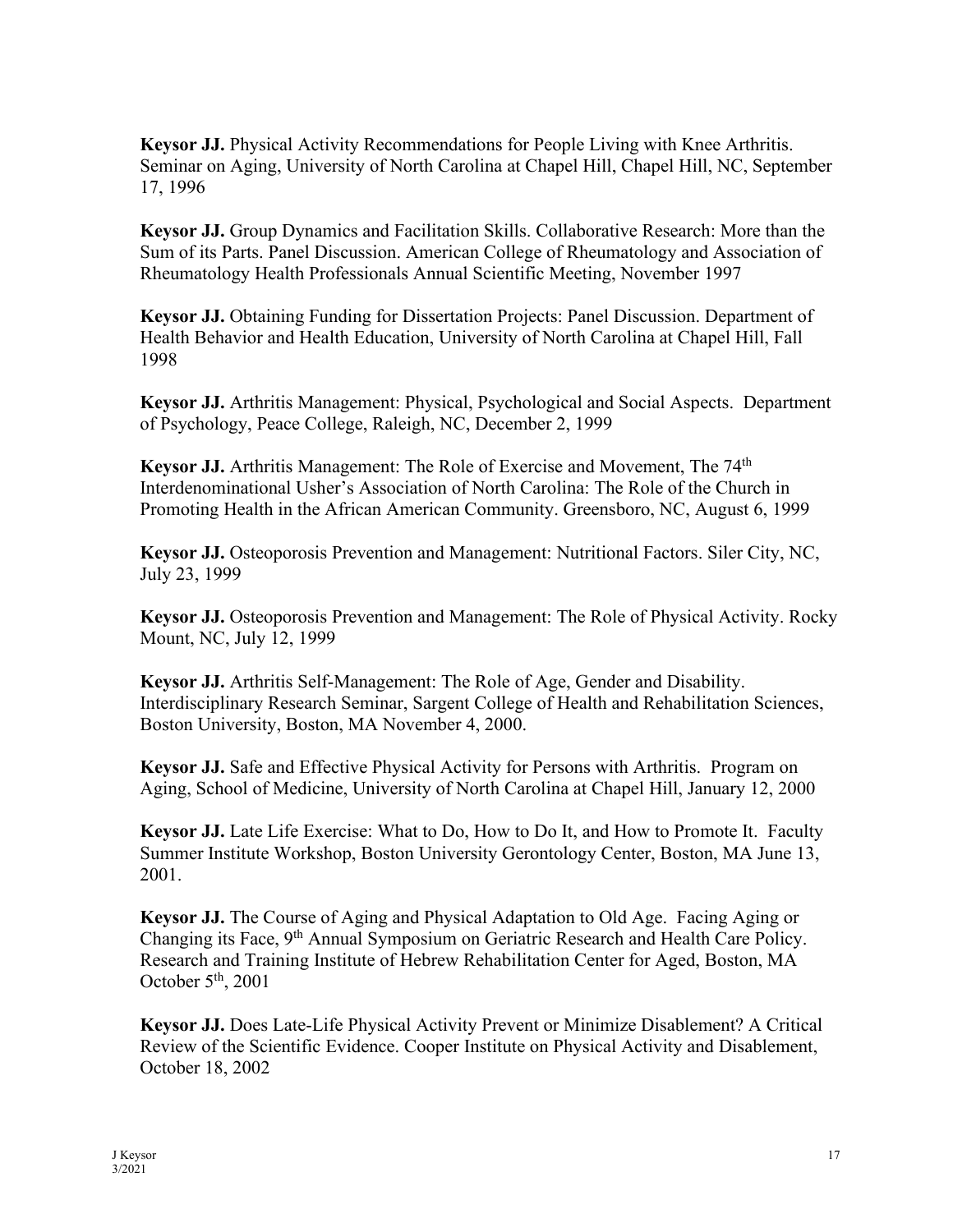**Keysor JJ.** Physical Activity Recommendations for People Living with Knee Arthritis. Seminar on Aging, University of North Carolina at Chapel Hill, Chapel Hill, NC, September 17, 1996

**Keysor JJ.** Group Dynamics and Facilitation Skills. Collaborative Research: More than the Sum of its Parts. Panel Discussion. American College of Rheumatology and Association of Rheumatology Health Professionals Annual Scientific Meeting, November 1997

**Keysor JJ.** Obtaining Funding for Dissertation Projects: Panel Discussion. Department of Health Behavior and Health Education, University of North Carolina at Chapel Hill, Fall 1998

**Keysor JJ.** Arthritis Management: Physical, Psychological and Social Aspects. Department of Psychology, Peace College, Raleigh, NC, December 2, 1999

**Keysor JJ.** Arthritis Management: The Role of Exercise and Movement, The 74th Interdenominational Usher's Association of North Carolina: The Role of the Church in Promoting Health in the African American Community. Greensboro, NC, August 6, 1999

**Keysor JJ.** Osteoporosis Prevention and Management: Nutritional Factors. Siler City, NC, July 23, 1999

**Keysor JJ.** Osteoporosis Prevention and Management: The Role of Physical Activity. Rocky Mount, NC, July 12, 1999

**Keysor JJ.** Arthritis Self-Management: The Role of Age, Gender and Disability. Interdisciplinary Research Seminar, Sargent College of Health and Rehabilitation Sciences, Boston University, Boston, MA November 4, 2000.

**Keysor JJ.** Safe and Effective Physical Activity for Persons with Arthritis. Program on Aging, School of Medicine, University of North Carolina at Chapel Hill, January 12, 2000

**Keysor JJ.** Late Life Exercise: What to Do, How to Do It, and How to Promote It. Faculty Summer Institute Workshop, Boston University Gerontology Center, Boston, MA June 13, 2001.

**Keysor JJ.** The Course of Aging and Physical Adaptation to Old Age. Facing Aging or Changing its Face, 9th Annual Symposium on Geriatric Research and Health Care Policy. Research and Training Institute of Hebrew Rehabilitation Center for Aged, Boston, MA October 5th, 2001

**Keysor JJ.** Does Late-Life Physical Activity Prevent or Minimize Disablement? A Critical Review of the Scientific Evidence. Cooper Institute on Physical Activity and Disablement, October 18, 2002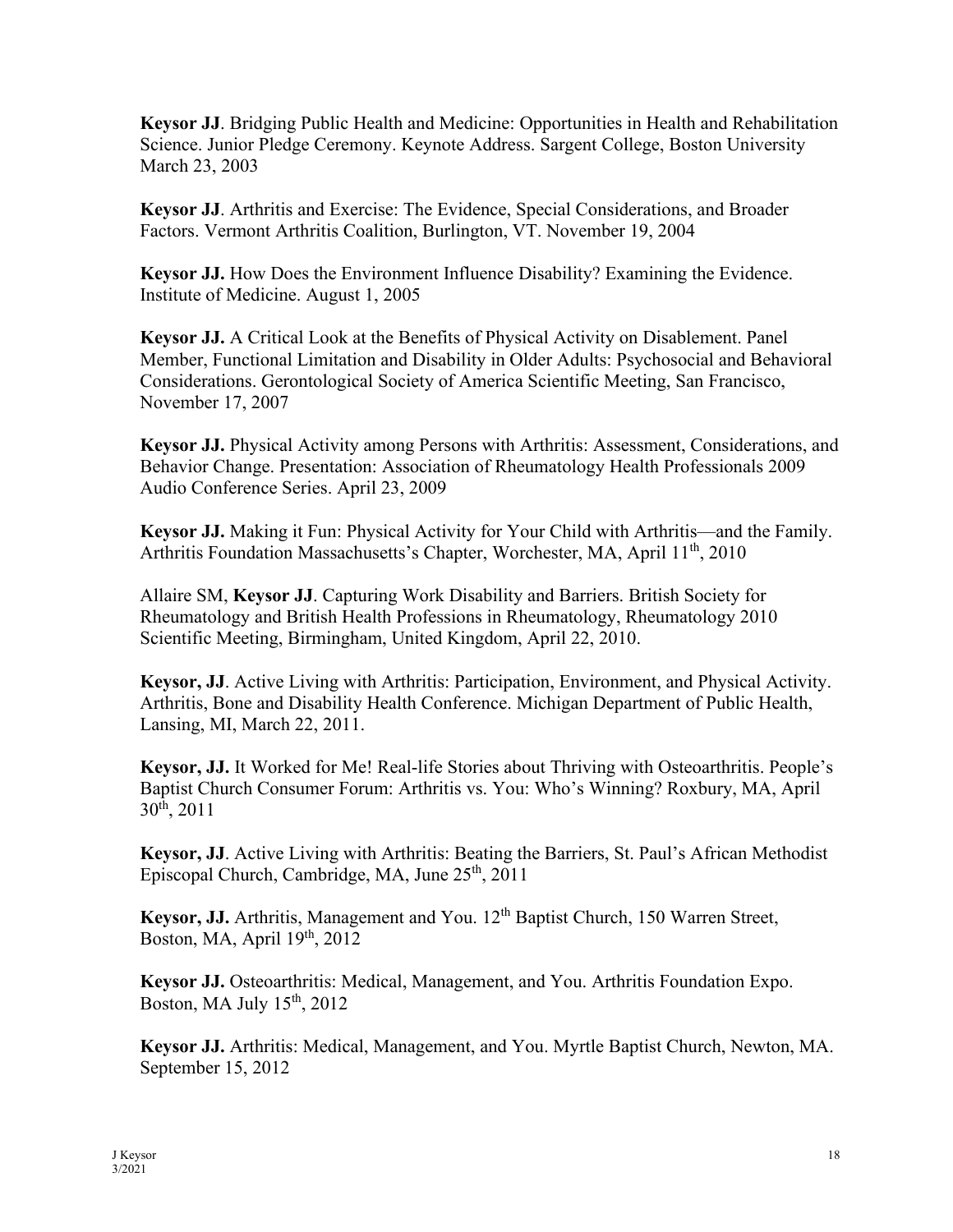**Keysor JJ**. Bridging Public Health and Medicine: Opportunities in Health and Rehabilitation Science. Junior Pledge Ceremony. Keynote Address. Sargent College, Boston University March 23, 2003

**Keysor JJ**. Arthritis and Exercise: The Evidence, Special Considerations, and Broader Factors. Vermont Arthritis Coalition, Burlington, VT. November 19, 2004

**Keysor JJ.** How Does the Environment Influence Disability? Examining the Evidence. Institute of Medicine. August 1, 2005

**Keysor JJ.** A Critical Look at the Benefits of Physical Activity on Disablement. Panel Member, Functional Limitation and Disability in Older Adults: Psychosocial and Behavioral Considerations. Gerontological Society of America Scientific Meeting, San Francisco, November 17, 2007

**Keysor JJ.** Physical Activity among Persons with Arthritis: Assessment, Considerations, and Behavior Change. Presentation: Association of Rheumatology Health Professionals 2009 Audio Conference Series. April 23, 2009

**Keysor JJ.** Making it Fun: Physical Activity for Your Child with Arthritis—and the Family. Arthritis Foundation Massachusetts's Chapter, Worchester, MA, April 11th, 2010

Allaire SM, **Keysor JJ**. Capturing Work Disability and Barriers. British Society for Rheumatology and British Health Professions in Rheumatology, Rheumatology 2010 Scientific Meeting, Birmingham, United Kingdom, April 22, 2010.

**Keysor, JJ**. Active Living with Arthritis: Participation, Environment, and Physical Activity. Arthritis, Bone and Disability Health Conference. Michigan Department of Public Health, Lansing, MI, March 22, 2011.

**Keysor, JJ.** It Worked for Me! Real-life Stories about Thriving with Osteoarthritis. People's Baptist Church Consumer Forum: Arthritis vs. You: Who's Winning? Roxbury, MA, April 30th, 2011

**Keysor, JJ**. Active Living with Arthritis: Beating the Barriers, St. Paul's African Methodist Episcopal Church, Cambridge, MA, June 25th, 2011

**Keysor, JJ.** Arthritis, Management and You. 12th Baptist Church, 150 Warren Street, Boston, MA, April 19th, 2012

**Keysor JJ.** Osteoarthritis: Medical, Management, and You. Arthritis Foundation Expo. Boston, MA July 15th, 2012

**Keysor JJ.** Arthritis: Medical, Management, and You. Myrtle Baptist Church, Newton, MA. September 15, 2012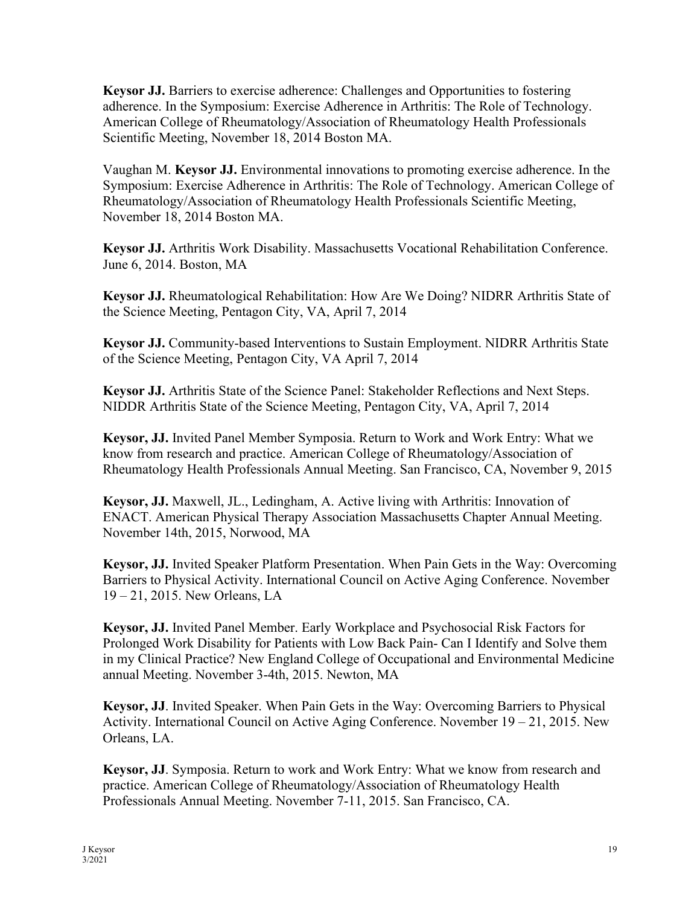**Keysor JJ.** Barriers to exercise adherence: Challenges and Opportunities to fostering adherence. In the Symposium: Exercise Adherence in Arthritis: The Role of Technology. American College of Rheumatology/Association of Rheumatology Health Professionals Scientific Meeting, November 18, 2014 Boston MA.

Vaughan M. **Keysor JJ.** Environmental innovations to promoting exercise adherence. In the Symposium: Exercise Adherence in Arthritis: The Role of Technology. American College of Rheumatology/Association of Rheumatology Health Professionals Scientific Meeting, November 18, 2014 Boston MA.

**Keysor JJ.** Arthritis Work Disability. Massachusetts Vocational Rehabilitation Conference. June 6, 2014. Boston, MA

**Keysor JJ.** Rheumatological Rehabilitation: How Are We Doing? NIDRR Arthritis State of the Science Meeting, Pentagon City, VA, April 7, 2014

**Keysor JJ.** Community-based Interventions to Sustain Employment. NIDRR Arthritis State of the Science Meeting, Pentagon City, VA April 7, 2014

**Keysor JJ.** Arthritis State of the Science Panel: Stakeholder Reflections and Next Steps. NIDDR Arthritis State of the Science Meeting, Pentagon City, VA, April 7, 2014

**Keysor, JJ.** Invited Panel Member Symposia. Return to Work and Work Entry: What we know from research and practice. American College of Rheumatology/Association of Rheumatology Health Professionals Annual Meeting. San Francisco, CA, November 9, 2015

**Keysor, JJ.** Maxwell, JL., Ledingham, A. Active living with Arthritis: Innovation of ENACT. American Physical Therapy Association Massachusetts Chapter Annual Meeting. November 14th, 2015, Norwood, MA

**Keysor, JJ.** Invited Speaker Platform Presentation. When Pain Gets in the Way: Overcoming Barriers to Physical Activity. International Council on Active Aging Conference. November 19 – 21, 2015. New Orleans, LA

**Keysor, JJ.** Invited Panel Member. Early Workplace and Psychosocial Risk Factors for Prolonged Work Disability for Patients with Low Back Pain- Can I Identify and Solve them in my Clinical Practice? New England College of Occupational and Environmental Medicine annual Meeting. November 3-4th, 2015. Newton, MA

**Keysor, JJ**. Invited Speaker. When Pain Gets in the Way: Overcoming Barriers to Physical Activity. International Council on Active Aging Conference. November 19 – 21, 2015. New Orleans, LA.

**Keysor, JJ**. Symposia. Return to work and Work Entry: What we know from research and practice. American College of Rheumatology/Association of Rheumatology Health Professionals Annual Meeting. November 7-11, 2015. San Francisco, CA.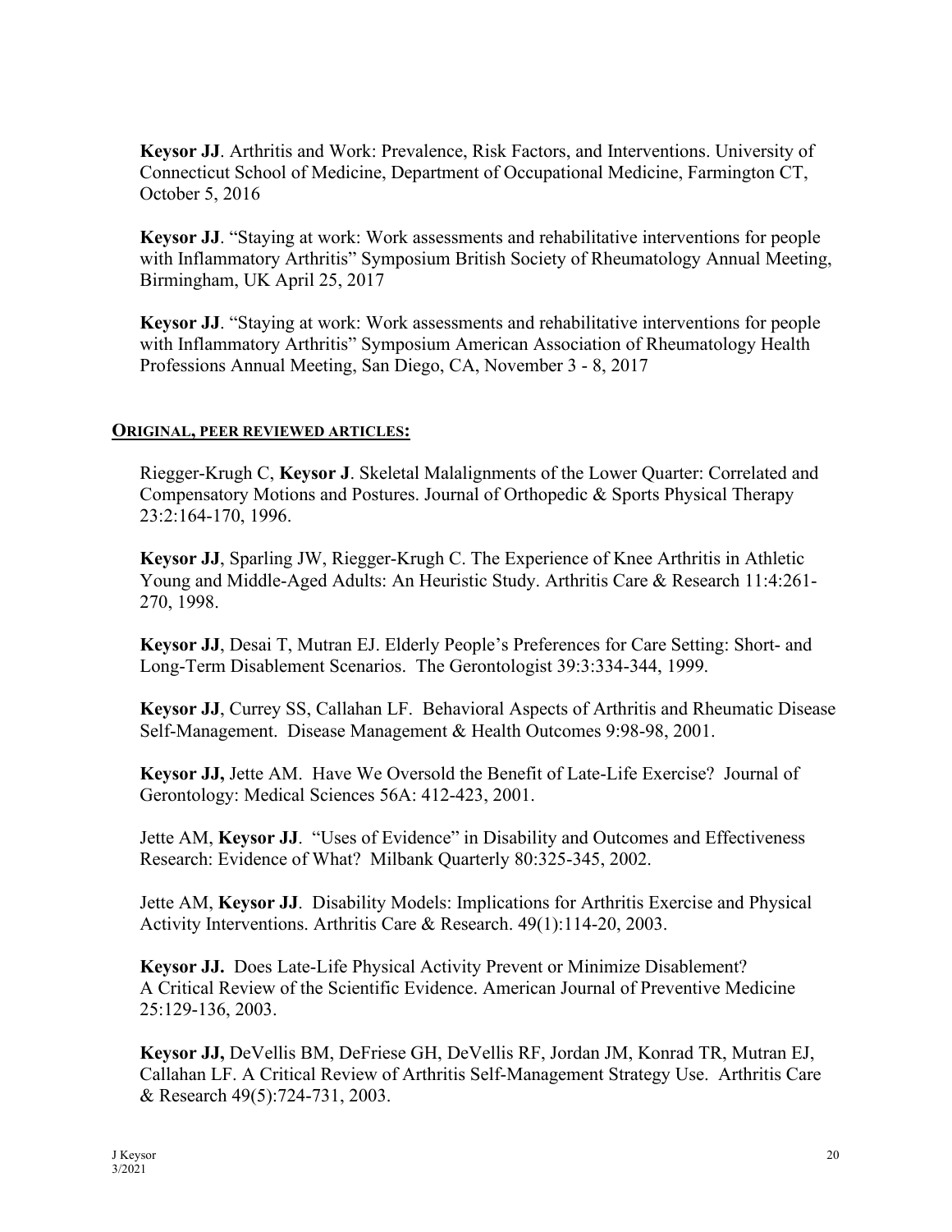**Keysor JJ**. Arthritis and Work: Prevalence, Risk Factors, and Interventions. University of Connecticut School of Medicine, Department of Occupational Medicine, Farmington CT, October 5, 2016

**Keysor JJ**. "Staying at work: Work assessments and rehabilitative interventions for people with Inflammatory Arthritis" Symposium British Society of Rheumatology Annual Meeting, Birmingham, UK April 25, 2017

**Keysor JJ**. "Staying at work: Work assessments and rehabilitative interventions for people with Inflammatory Arthritis" Symposium American Association of Rheumatology Health Professions Annual Meeting, San Diego, CA, November 3 - 8, 2017

## **ORIGINAL, PEER REVIEWED ARTICLES:**

Riegger-Krugh C, **Keysor J**. Skeletal Malalignments of the Lower Quarter: Correlated and Compensatory Motions and Postures. Journal of Orthopedic & Sports Physical Therapy 23:2:164-170, 1996.

**Keysor JJ**, Sparling JW, Riegger-Krugh C. The Experience of Knee Arthritis in Athletic Young and Middle-Aged Adults: An Heuristic Study. Arthritis Care & Research 11:4:261-270, 1998.

**Keysor JJ**, Desai T, Mutran EJ. Elderly People's Preferences for Care Setting: Short- and Long-Term Disablement Scenarios. The Gerontologist 39:3:334-344, 1999.

**Keysor JJ**, Currey SS, Callahan LF. Behavioral Aspects of Arthritis and Rheumatic Disease Self-Management. Disease Management & Health Outcomes 9:98-98, 2001.

**Keysor JJ,** Jette AM. Have We Oversold the Benefit of Late-Life Exercise? Journal of Gerontology: Medical Sciences 56A: 412-423, 2001.

Jette AM, **Keysor JJ**. "Uses of Evidence" in Disability and Outcomes and Effectiveness Research: Evidence of What? Milbank Quarterly 80:325-345, 2002.

Jette AM, **Keysor JJ**. Disability Models: Implications for Arthritis Exercise and Physical Activity Interventions. Arthritis Care & Research. 49(1):114-20, 2003.

**Keysor JJ.** Does Late-Life Physical Activity Prevent or Minimize Disablement? A Critical Review of the Scientific Evidence. American Journal of Preventive Medicine 25:129-136, 2003.

**Keysor JJ,** DeVellis BM, DeFriese GH, DeVellis RF, Jordan JM, Konrad TR, Mutran EJ, Callahan LF. A Critical Review of Arthritis Self-Management Strategy Use. Arthritis Care & Research 49(5):724-731, 2003.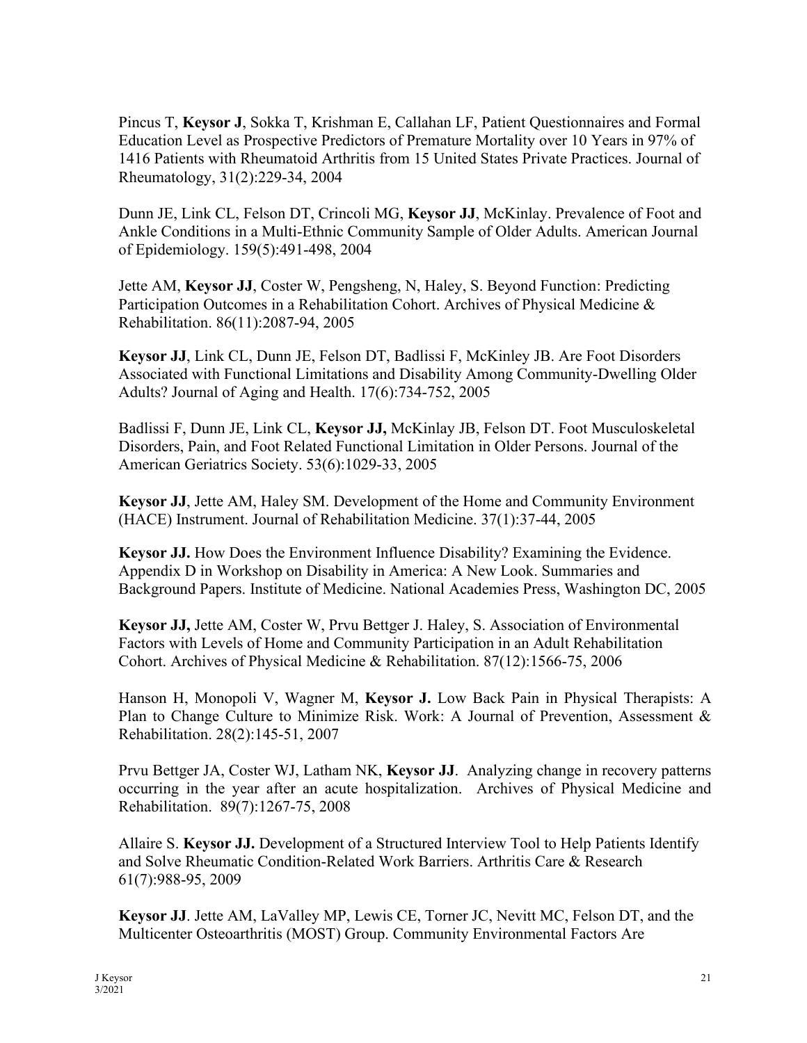Pincus T, **Keysor J**, Sokka T, Krishman E, Callahan LF, Patient Questionnaires and Formal Education Level as Prospective Predictors of Premature Mortality over 10 Years in 97% of 1416 Patients with Rheumatoid Arthritis from 15 United States Private Practices. Journal of Rheumatology, 31(2):229-34, 2004

Dunn JE, Link CL, Felson DT, Crincoli MG, **Keysor JJ**, McKinlay. Prevalence of Foot and Ankle Conditions in a Multi-Ethnic Community Sample of Older Adults. American Journal of Epidemiology. 159(5):491-498, 2004

Jette AM, **Keysor JJ**, Coster W, Pengsheng, N, Haley, S. Beyond Function: Predicting Participation Outcomes in a Rehabilitation Cohort. Archives of Physical Medicine & Rehabilitation. 86(11):2087-94, 2005

**Keysor JJ**, Link CL, Dunn JE, Felson DT, Badlissi F, McKinley JB. Are Foot Disorders Associated with Functional Limitations and Disability Among Community-Dwelling Older Adults? Journal of Aging and Health. 17(6):734-752, 2005

Badlissi F, Dunn JE, Link CL, **Keysor JJ,** McKinlay JB, Felson DT. Foot Musculoskeletal Disorders, Pain, and Foot Related Functional Limitation in Older Persons. Journal of the American Geriatrics Society. 53(6):1029-33, 2005

**Keysor JJ**, Jette AM, Haley SM. Development of the Home and Community Environment (HACE) Instrument. Journal of Rehabilitation Medicine. 37(1):37-44, 2005

**Keysor JJ.** How Does the Environment Influence Disability? Examining the Evidence. Appendix D in Workshop on Disability in America: A New Look. Summaries and Background Papers. Institute of Medicine. National Academies Press, Washington DC, 2005

**Keysor JJ,** Jette AM, Coster W, Prvu Bettger J. Haley, S. Association of Environmental Factors with Levels of Home and Community Participation in an Adult Rehabilitation Cohort. Archives of Physical Medicine & Rehabilitation. 87(12):1566-75, 2006

Hanson H, Monopoli V, Wagner M, **Keysor J.** Low Back Pain in Physical Therapists: A Plan to Change Culture to Minimize Risk. Work: A Journal of Prevention, Assessment & Rehabilitation. 28(2):145-51, 2007

Prvu Bettger JA, Coster WJ, Latham NK, **Keysor JJ**. Analyzing change in recovery patterns occurring in the year after an acute hospitalization. Archives of Physical Medicine and Rehabilitation. 89(7):1267-75, 2008

Allaire S. **Keysor JJ.** Development of a Structured Interview Tool to Help Patients Identify and Solve Rheumatic Condition-Related Work Barriers. Arthritis Care & Research 61(7):988-95, 2009

**Keysor JJ**. Jette AM, LaValley MP, Lewis CE, Torner JC, Nevitt MC, Felson DT, and the Multicenter Osteoarthritis (MOST) Group. Community Environmental Factors Are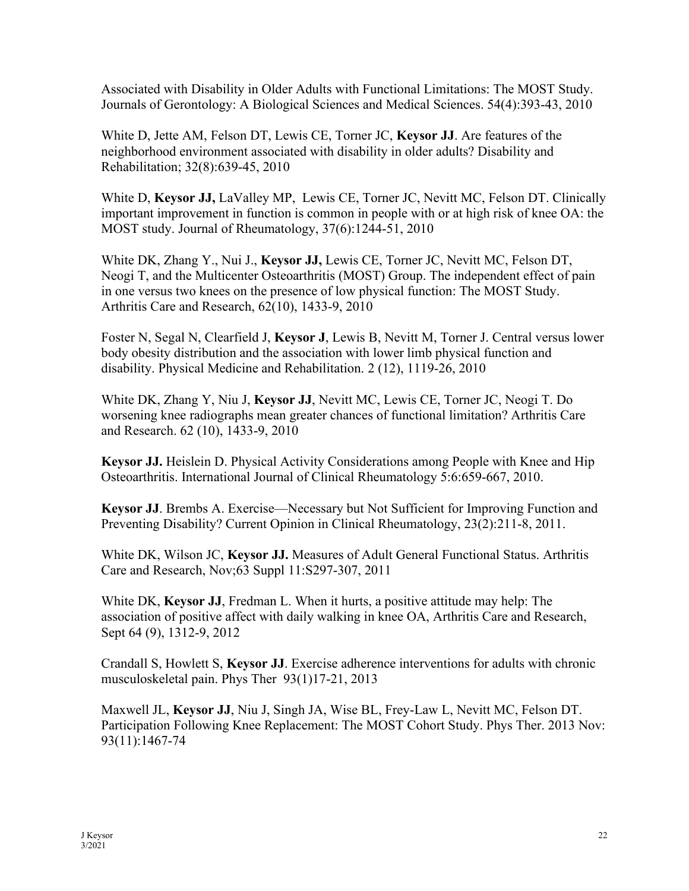Associated with Disability in Older Adults with Functional Limitations: The MOST Study. Journals of Gerontology: A Biological Sciences and Medical Sciences. 54(4):393-43, 2010

White D, Jette AM, Felson DT, Lewis CE, Torner JC, **Keysor JJ**. Are features of the neighborhood environment associated with disability in older adults? Disability and Rehabilitation; 32(8):639-45, 2010

White D, **Keysor JJ,** LaValley MP, Lewis CE, Torner JC, Nevitt MC, Felson DT. Clinically important improvement in function is common in people with or at high risk of knee OA: the MOST study. Journal of Rheumatology, 37(6):1244-51, 2010

White DK, Zhang Y., Nui J., **Keysor JJ,** Lewis CE, Torner JC, Nevitt MC, Felson DT, Neogi T, and the Multicenter Osteoarthritis (MOST) Group. The independent effect of pain in one versus two knees on the presence of low physical function: The MOST Study. Arthritis Care and Research, 62(10), 1433-9, 2010

Foster N, Segal N, Clearfield J, **Keysor J**, Lewis B, Nevitt M, Torner J. Central versus lower body obesity distribution and the association with lower limb physical function and disability. Physical Medicine and Rehabilitation. 2 (12), 1119-26, 2010

White DK, Zhang Y, Niu J, **Keysor JJ**, Nevitt MC, Lewis CE, Torner JC, Neogi T. Do worsening knee radiographs mean greater chances of functional limitation? Arthritis Care and Research. 62 (10), 1433-9, 2010

**Keysor JJ.** Heislein D. Physical Activity Considerations among People with Knee and Hip Osteoarthritis. International Journal of Clinical Rheumatology 5:6:659-667, 2010.

**Keysor JJ**. Brembs A. Exercise—Necessary but Not Sufficient for Improving Function and Preventing Disability? Current Opinion in Clinical Rheumatology, 23(2):211-8, 2011.

White DK, Wilson JC, **Keysor JJ.** Measures of Adult General Functional Status. Arthritis Care and Research, Nov;63 Suppl 11:S297-307, 2011

White DK, **Keysor JJ**, Fredman L. When it hurts, a positive attitude may help: The association of positive affect with daily walking in knee OA, Arthritis Care and Research, Sept 64 (9), 1312-9, 2012

Crandall S, Howlett S, **Keysor JJ**. Exercise adherence interventions for adults with chronic musculoskeletal pain. Phys Ther 93(1)17-21, 2013

Maxwell JL, **Keysor JJ**, Niu J, Singh JA, Wise BL, Frey-Law L, Nevitt MC, Felson DT. Participation Following Knee Replacement: The MOST Cohort Study. Phys Ther. 2013 Nov: 93(11):1467-74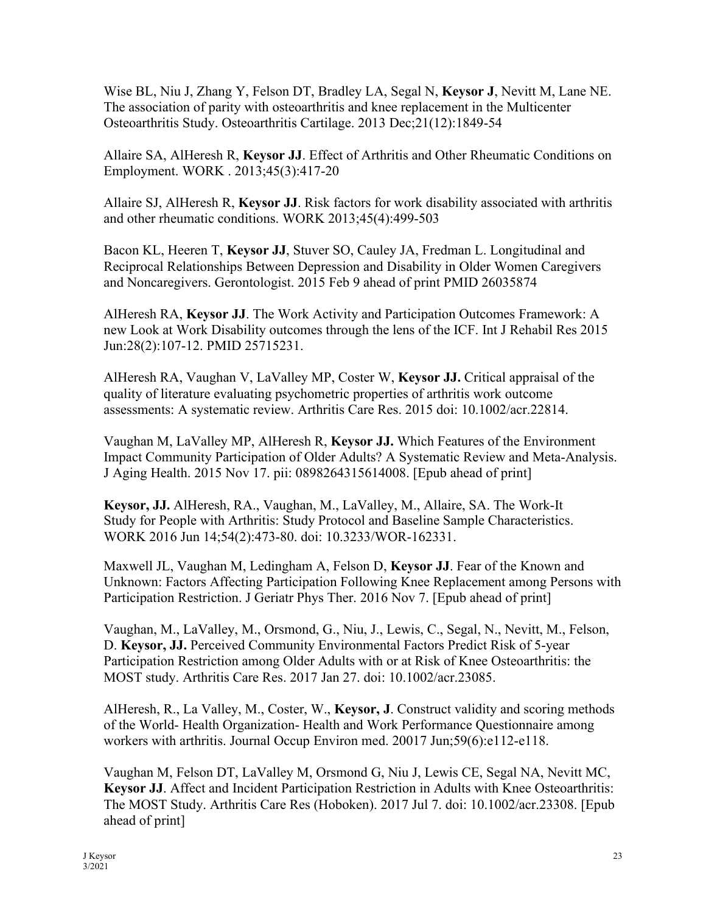Wise BL, Niu J, Zhang Y, Felson DT, Bradley LA, Segal N, **Keysor J**, Nevitt M, Lane NE. The association of parity with osteoarthritis and knee replacement in the Multicenter Osteoarthritis Study. Osteoarthritis Cartilage. 2013 Dec;21(12):1849-54

Allaire SA, AlHeresh R, **Keysor JJ**. Effect of Arthritis and Other Rheumatic Conditions on Employment. WORK . 2013;45(3):417-20

Allaire SJ, AlHeresh R, **Keysor JJ**. Risk factors for work disability associated with arthritis and other rheumatic conditions. WORK 2013;45(4):499-503

Bacon KL, Heeren T, **Keysor JJ**, Stuver SO, Cauley JA, Fredman L. Longitudinal and Reciprocal Relationships Between Depression and Disability in Older Women Caregivers and Noncaregivers. Gerontologist. 2015 Feb 9 ahead of print PMID 26035874

AlHeresh RA, **Keysor JJ**. The Work Activity and Participation Outcomes Framework: A new Look at Work Disability outcomes through the lens of the ICF. Int J Rehabil Res 2015 Jun:28(2):107-12. PMID 25715231.

AlHeresh RA, Vaughan V, LaValley MP, Coster W, **Keysor JJ.** Critical appraisal of the quality of literature evaluating psychometric properties of arthritis work outcome assessments: A systematic review. Arthritis Care Res. 2015 doi: 10.1002/acr.22814.

Vaughan M, LaValley MP, AlHeresh R, **Keysor JJ.** Which Features of the Environment Impact Community Participation of Older Adults? A Systematic Review and Meta-Analysis. J Aging Health. 2015 Nov 17. pii: 0898264315614008. [Epub ahead of print]

**Keysor, JJ.** AlHeresh, RA., Vaughan, M., LaValley, M., Allaire, SA. The Work-It Study for People with Arthritis: Study Protocol and Baseline Sample Characteristics. WORK 2016 Jun 14;54(2):473-80. doi: 10.3233/WOR-162331.

Maxwell JL, Vaughan M, Ledingham A, Felson D, **Keysor JJ**. Fear of the Known and Unknown: Factors Affecting Participation Following Knee Replacement among Persons with Participation Restriction. J Geriatr Phys Ther. 2016 Nov 7. [Epub ahead of print]

Vaughan, M., LaValley, M., Orsmond, G., Niu, J., Lewis, C., Segal, N., Nevitt, M., Felson, D. **Keysor, JJ.** Perceived Community Environmental Factors Predict Risk of 5-year Participation Restriction among Older Adults with or at Risk of Knee Osteoarthritis: the MOST study. Arthritis Care Res. 2017 Jan 27. doi: 10.1002/acr.23085.

AlHeresh, R., La Valley, M., Coster, W., **Keysor, J**. Construct validity and scoring methods of the World- Health Organization- Health and Work Performance Questionnaire among workers with arthritis. Journal Occup Environ med. 20017 Jun;59(6):e112-e118.

Vaughan M, Felson DT, LaValley M, Orsmond G, Niu J, Lewis CE, Segal NA, Nevitt MC, **Keysor JJ**. Affect and Incident Participation Restriction in Adults with Knee Osteoarthritis: The MOST Study. Arthritis Care Res (Hoboken). 2017 Jul 7. doi: 10.1002/acr.23308. [Epub ahead of print]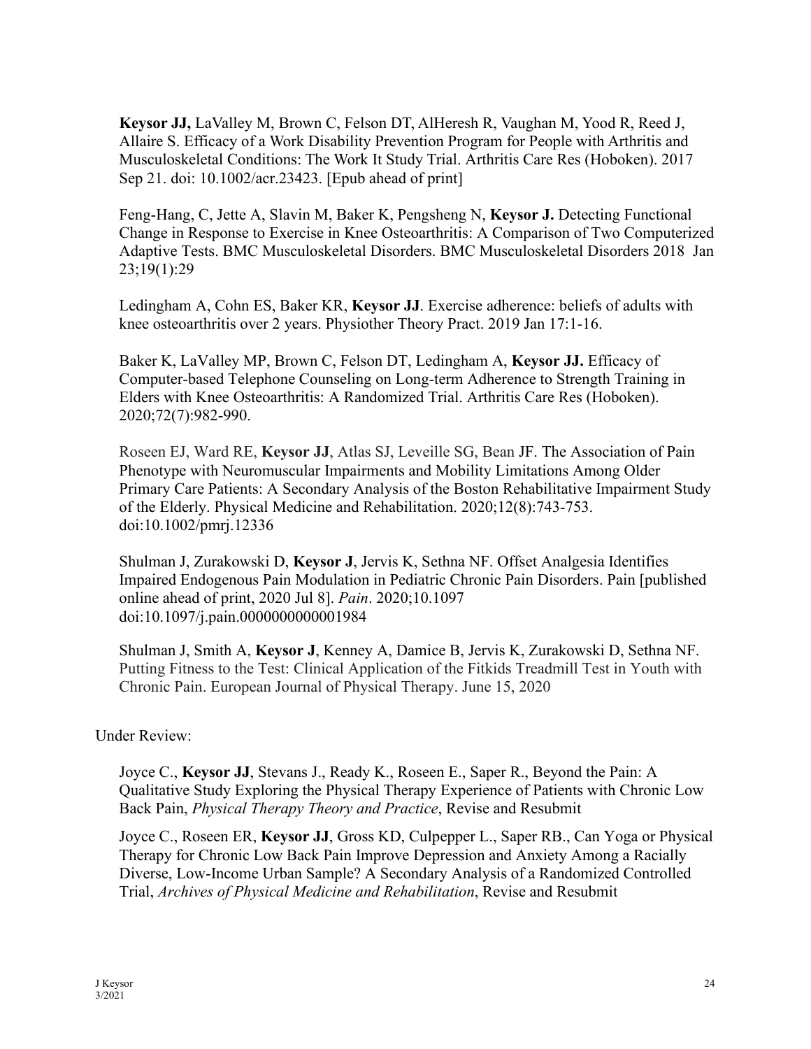**Keysor JJ,** LaValley M, Brown C, Felson DT, AlHeresh R, Vaughan M, Yood R, Reed J, Allaire S. Efficacy of a Work Disability Prevention Program for People with Arthritis and Musculoskeletal Conditions: The Work It Study Trial. Arthritis Care Res (Hoboken). 2017 Sep 21. doi: 10.1002/acr.23423. [Epub ahead of print]

Feng-Hang, C, Jette A, Slavin M, Baker K, Pengsheng N, **Keysor J.** Detecting Functional Change in Response to Exercise in Knee Osteoarthritis: A Comparison of Two Computerized Adaptive Tests. BMC Musculoskeletal Disorders. BMC Musculoskeletal Disorders 2018 Jan 23;19(1):29

Ledingham A, Cohn ES, Baker KR, **Keysor JJ**. Exercise adherence: beliefs of adults with knee osteoarthritis over 2 years. Physiother Theory Pract. 2019 Jan 17:1-16.

Baker K, LaValley MP, Brown C, Felson DT, Ledingham A, **Keysor JJ.** Efficacy of Computer-based Telephone Counseling on Long-term Adherence to Strength Training in Elders with Knee Osteoarthritis: A Randomized Trial. Arthritis Care Res (Hoboken). 2020;72(7):982-990.

Roseen EJ, Ward RE, **Keysor JJ**, Atlas SJ, Leveille SG, Bean JF. The Association of Pain Phenotype with Neuromuscular Impairments and Mobility Limitations Among Older Primary Care Patients: A Secondary Analysis of the Boston Rehabilitative Impairment Study of the Elderly. Physical Medicine and Rehabilitation. 2020;12(8):743-753. doi:10.1002/pmrj.12336

Shulman J, Zurakowski D, **Keysor J**, Jervis K, Sethna NF. Offset Analgesia Identifies Impaired Endogenous Pain Modulation in Pediatric Chronic Pain Disorders. Pain [published online ahead of print, 2020 Jul 8]. *Pain*. 2020;10.1097 doi:10.1097/j.pain.0000000000001984

Shulman J, Smith A, **Keysor J**, Kenney A, Damice B, Jervis K, Zurakowski D, Sethna NF. Putting Fitness to the Test: Clinical Application of the Fitkids Treadmill Test in Youth with Chronic Pain. European Journal of Physical Therapy. June 15, 2020

Under Review:

Joyce C., **Keysor JJ**, Stevans J., Ready K., Roseen E., Saper R., Beyond the Pain: A Qualitative Study Exploring the Physical Therapy Experience of Patients with Chronic Low Back Pain, *Physical Therapy Theory and Practice*, Revise and Resubmit

Joyce C., Roseen ER, **Keysor JJ**, Gross KD, Culpepper L., Saper RB., Can Yoga or Physical Therapy for Chronic Low Back Pain Improve Depression and Anxiety Among a Racially Diverse, Low-Income Urban Sample? A Secondary Analysis of a Randomized Controlled Trial, *Archives of Physical Medicine and Rehabilitation*, Revise and Resubmit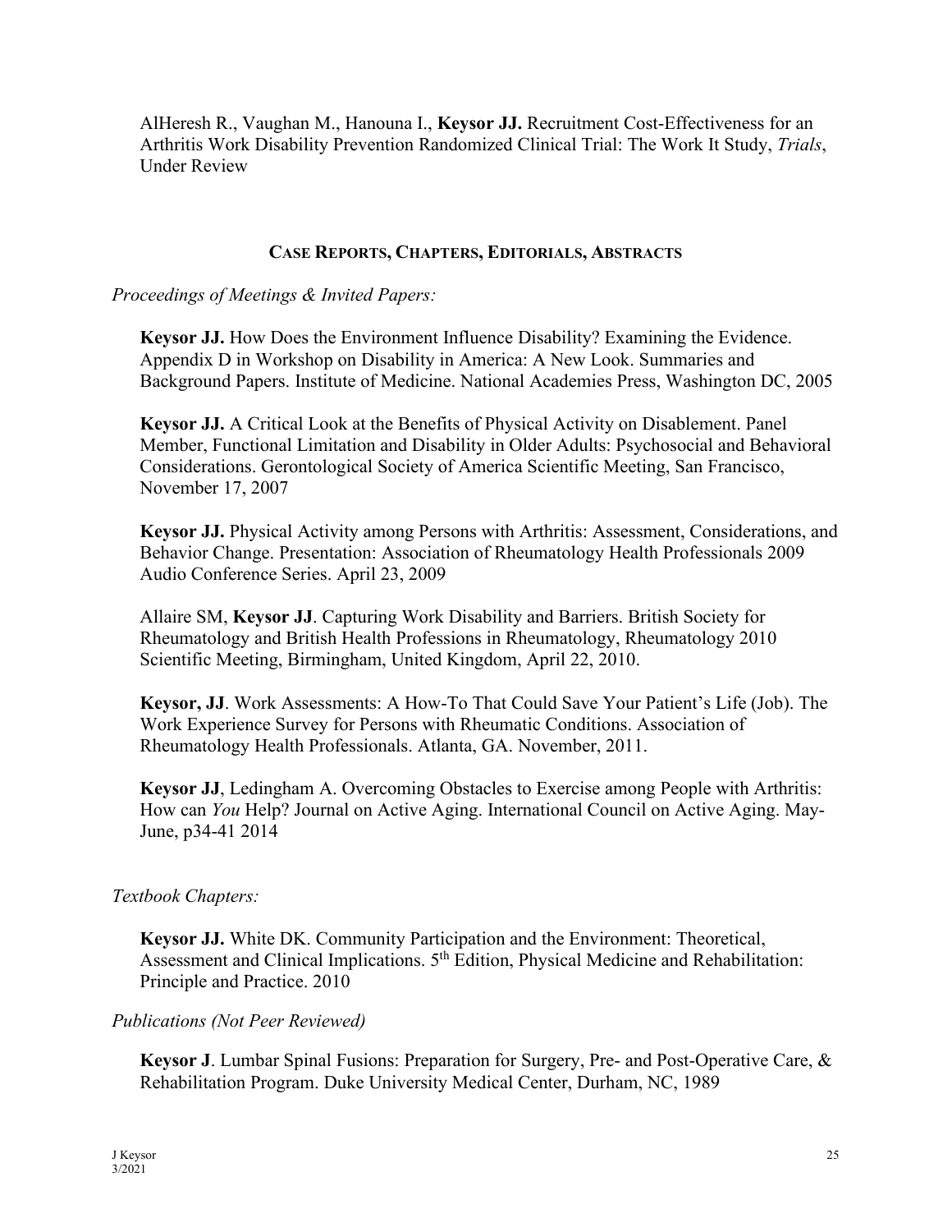AlHeresh R., Vaughan M., Hanouna I., **Keysor JJ.** Recruitment Cost-Effectiveness for an Arthritis Work Disability Prevention Randomized Clinical Trial: The Work It Study, *Trials*, Under Review

## CASE REPORTS, CHAPTERS, EDITORIALS, ABSTRACTS

*Proceedings of Meetings & Invited Papers:*

**Keysor JJ.** How Does the Environment Influence Disability? Examining the Evidence. Appendix D in Workshop on Disability in America: A New Look. Summaries and Background Papers. Institute of Medicine. National Academies Press, Washington DC, 2005

**Keysor JJ.** A Critical Look at the Benefits of Physical Activity on Disablement. Panel Member, Functional Limitation and Disability in Older Adults: Psychosocial and Behavioral Considerations. Gerontological Society of America Scientific Meeting, San Francisco, November 17, 2007

**Keysor JJ.** Physical Activity among Persons with Arthritis: Assessment, Considerations, and Behavior Change. Presentation: Association of Rheumatology Health Professionals 2009 Audio Conference Series. April 23, 2009

Allaire SM, **Keysor JJ**. Capturing Work Disability and Barriers. British Society for Rheumatology and British Health Professions in Rheumatology, Rheumatology 2010 Scientific Meeting, Birmingham, United Kingdom, April 22, 2010.

**Keysor, JJ**. Work Assessments: A How-To That Could Save Your Patient's Life (Job). The Work Experience Survey for Persons with Rheumatic Conditions. Association of Rheumatology Health Professionals. Atlanta, GA. November, 2011.

**Keysor JJ**, Ledingham A. Overcoming Obstacles to Exercise among People with Arthritis: How can *You* Help? Journal on Active Aging. International Council on Active Aging. May-June, p34-41 2014

*Textbook Chapters:*

**Keysor JJ.** White DK. Community Participation and the Environment: Theoretical, Assessment and Clinical Implications. 5th Edition, Physical Medicine and Rehabilitation: Principle and Practice. 2010

*Publications (Not Peer Reviewed)*

**Keysor J**. Lumbar Spinal Fusions: Preparation for Surgery, Pre- and Post-Operative Care, & Rehabilitation Program. Duke University Medical Center, Durham, NC, 1989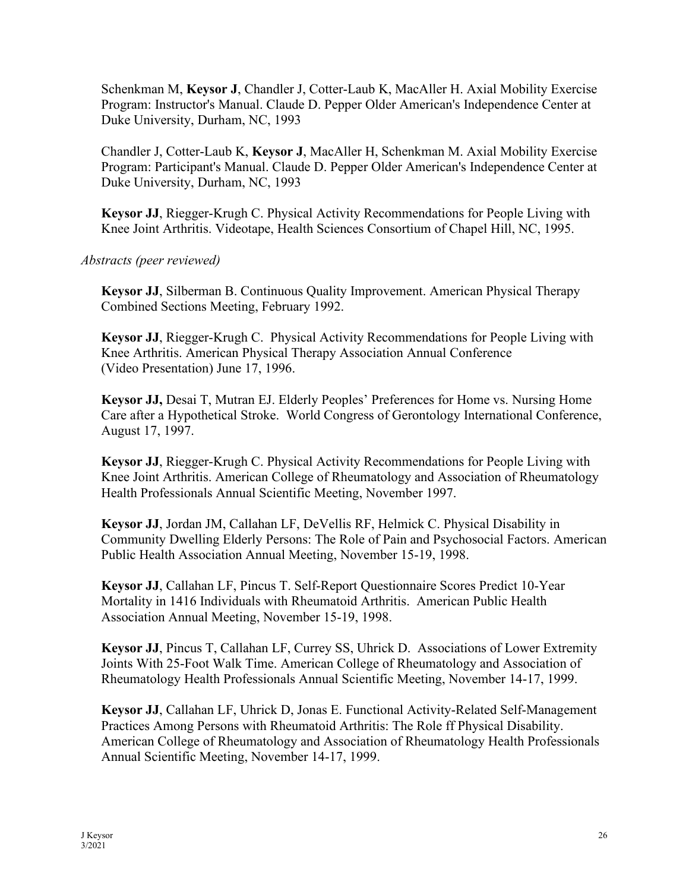Schenkman M, **Keysor J**, Chandler J, Cotter-Laub K, MacAller H. Axial Mobility Exercise Program: Instructor's Manual. Claude D. Pepper Older American's Independence Center at Duke University, Durham, NC, 1993

Chandler J, Cotter-Laub K, **Keysor J**, MacAller H, Schenkman M. Axial Mobility Exercise Program: Participant's Manual. Claude D. Pepper Older American's Independence Center at Duke University, Durham, NC, 1993

**Keysor JJ**, Riegger-Krugh C. Physical Activity Recommendations for People Living with Knee Joint Arthritis. Videotape, Health Sciences Consortium of Chapel Hill, NC, 1995.

*Abstracts (peer reviewed)*

**Keysor JJ**, Silberman B. Continuous Quality Improvement. American Physical Therapy Combined Sections Meeting, February 1992.

**Keysor JJ**, Riegger-Krugh C. Physical Activity Recommendations for People Living with Knee Arthritis. American Physical Therapy Association Annual Conference (Video Presentation) June 17, 1996.

**Keysor JJ,** Desai T, Mutran EJ. Elderly Peoples' Preferences for Home vs. Nursing Home Care after a Hypothetical Stroke. World Congress of Gerontology International Conference, August 17, 1997.

**Keysor JJ**, Riegger-Krugh C. Physical Activity Recommendations for People Living with Knee Joint Arthritis. American College of Rheumatology and Association of Rheumatology Health Professionals Annual Scientific Meeting, November 1997.

**Keysor JJ**, Jordan JM, Callahan LF, DeVellis RF, Helmick C. Physical Disability in Community Dwelling Elderly Persons: The Role of Pain and Psychosocial Factors. American Public Health Association Annual Meeting, November 15-19, 1998.

**Keysor JJ**, Callahan LF, Pincus T. Self-Report Questionnaire Scores Predict 10-Year Mortality in 1416 Individuals with Rheumatoid Arthritis. American Public Health Association Annual Meeting, November 15-19, 1998.

**Keysor JJ**, Pincus T, Callahan LF, Currey SS, Uhrick D. Associations of Lower Extremity Joints With 25-Foot Walk Time. American College of Rheumatology and Association of Rheumatology Health Professionals Annual Scientific Meeting, November 14-17, 1999.

**Keysor JJ**, Callahan LF, Uhrick D, Jonas E. Functional Activity-Related Self-Management Practices Among Persons with Rheumatoid Arthritis: The Role ff Physical Disability. American College of Rheumatology and Association of Rheumatology Health Professionals Annual Scientific Meeting, November 14-17, 1999.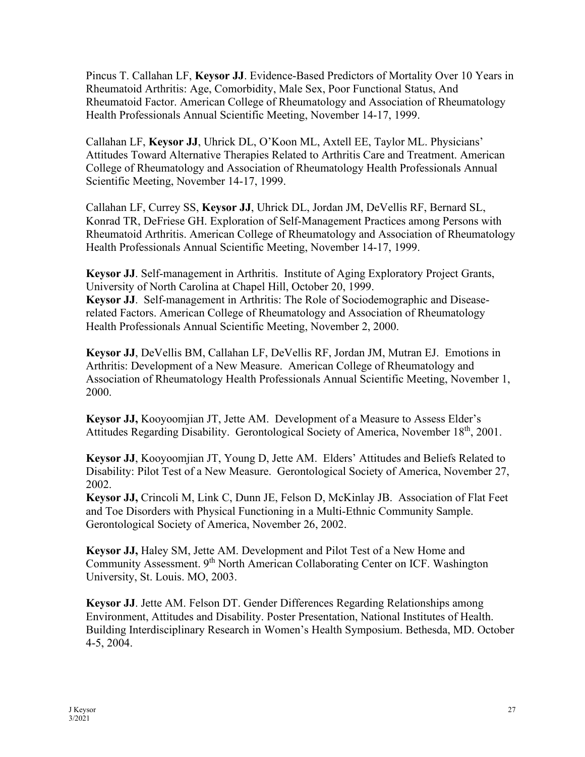Pincus T. Callahan LF, **Keysor JJ**. Evidence-Based Predictors of Mortality Over 10 Years in Rheumatoid Arthritis: Age, Comorbidity, Male Sex, Poor Functional Status, And Rheumatoid Factor. American College of Rheumatology and Association of Rheumatology Health Professionals Annual Scientific Meeting, November 14-17, 1999.

Callahan LF, **Keysor JJ**, Uhrick DL, O'Koon ML, Axtell EE, Taylor ML. Physicians' Attitudes Toward Alternative Therapies Related to Arthritis Care and Treatment. American College of Rheumatology and Association of Rheumatology Health Professionals Annual Scientific Meeting, November 14-17, 1999.

Callahan LF, Currey SS, **Keysor JJ**, Uhrick DL, Jordan JM, DeVellis RF, Bernard SL, Konrad TR, DeFriese GH. Exploration of Self-Management Practices among Persons with Rheumatoid Arthritis. American College of Rheumatology and Association of Rheumatology Health Professionals Annual Scientific Meeting, November 14-17, 1999.

**Keysor JJ**. Self-management in Arthritis. Institute of Aging Exploratory Project Grants, University of North Carolina at Chapel Hill, October 20, 1999.
**Keysor JJ**. Self-management in Arthritis: The Role of Sociodemographic and Disease-related Factors. American College of Rheumatology and Association of Rheumatology Health Professionals Annual Scientific Meeting, November 2, 2000.

**Keysor JJ**, DeVellis BM, Callahan LF, DeVellis RF, Jordan JM, Mutran EJ. Emotions in Arthritis: Development of a New Measure. American College of Rheumatology and Association of Rheumatology Health Professionals Annual Scientific Meeting, November 1, 2000.

**Keysor JJ,** Kooyoomjian JT, Jette AM. Development of a Measure to Assess Elder's Attitudes Regarding Disability. Gerontological Society of America, November 18th, 2001.

**Keysor JJ**, Kooyoomjian JT, Young D, Jette AM. Elders' Attitudes and Beliefs Related to Disability: Pilot Test of a New Measure. Gerontological Society of America, November 27, 2002.
**Keysor JJ,** Crincoli M, Link C, Dunn JE, Felson D, McKinlay JB. Association of Flat Feet and Toe Disorders with Physical Functioning in a Multi-Ethnic Community Sample. Gerontological Society of America, November 26, 2002.

**Keysor JJ,** Haley SM, Jette AM. Development and Pilot Test of a New Home and Community Assessment. 9th North American Collaborating Center on ICF. Washington University, St. Louis. MO, 2003.

**Keysor JJ**. Jette AM. Felson DT. Gender Differences Regarding Relationships among Environment, Attitudes and Disability. Poster Presentation, National Institutes of Health. Building Interdisciplinary Research in Women's Health Symposium. Bethesda, MD. October 4-5, 2004.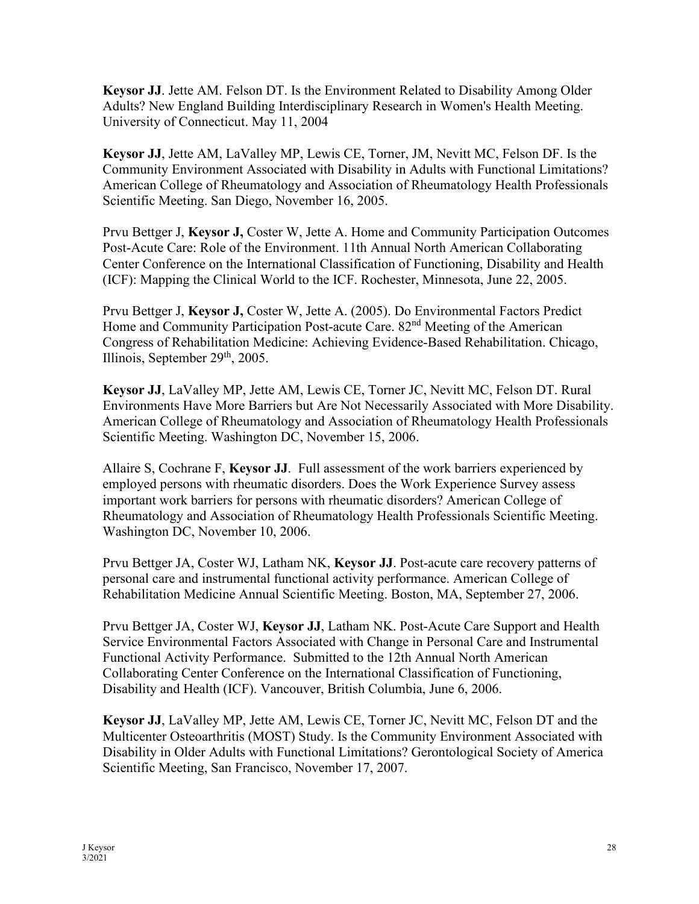**Keysor JJ**. Jette AM. Felson DT. Is the Environment Related to Disability Among Older Adults? New England Building Interdisciplinary Research in Women's Health Meeting. University of Connecticut. May 11, 2004

**Keysor JJ**, Jette AM, LaValley MP, Lewis CE, Torner, JM, Nevitt MC, Felson DF. Is the Community Environment Associated with Disability in Adults with Functional Limitations? American College of Rheumatology and Association of Rheumatology Health Professionals Scientific Meeting. San Diego, November 16, 2005.

Prvu Bettger J, **Keysor J,** Coster W, Jette A. Home and Community Participation Outcomes Post-Acute Care: Role of the Environment. 11th Annual North American Collaborating Center Conference on the International Classification of Functioning, Disability and Health (ICF): Mapping the Clinical World to the ICF. Rochester, Minnesota, June 22, 2005.

Prvu Bettger J, **Keysor J,** Coster W, Jette A. (2005). Do Environmental Factors Predict Home and Community Participation Post-acute Care. 82nd Meeting of the American Congress of Rehabilitation Medicine: Achieving Evidence-Based Rehabilitation. Chicago, Illinois, September 29th, 2005.

**Keysor JJ**, LaValley MP, Jette AM, Lewis CE, Torner JC, Nevitt MC, Felson DT. Rural Environments Have More Barriers but Are Not Necessarily Associated with More Disability. American College of Rheumatology and Association of Rheumatology Health Professionals Scientific Meeting. Washington DC, November 15, 2006.

Allaire S, Cochrane F, **Keysor JJ**. Full assessment of the work barriers experienced by employed persons with rheumatic disorders. Does the Work Experience Survey assess important work barriers for persons with rheumatic disorders? American College of Rheumatology and Association of Rheumatology Health Professionals Scientific Meeting. Washington DC, November 10, 2006.

Prvu Bettger JA, Coster WJ, Latham NK, **Keysor JJ**. Post-acute care recovery patterns of personal care and instrumental functional activity performance. American College of Rehabilitation Medicine Annual Scientific Meeting. Boston, MA, September 27, 2006.

Prvu Bettger JA, Coster WJ, **Keysor JJ**, Latham NK. Post-Acute Care Support and Health Service Environmental Factors Associated with Change in Personal Care and Instrumental Functional Activity Performance. Submitted to the 12th Annual North American Collaborating Center Conference on the International Classification of Functioning, Disability and Health (ICF). Vancouver, British Columbia, June 6, 2006.

**Keysor JJ**, LaValley MP, Jette AM, Lewis CE, Torner JC, Nevitt MC, Felson DT and the Multicenter Osteoarthritis (MOST) Study. Is the Community Environment Associated with Disability in Older Adults with Functional Limitations? Gerontological Society of America Scientific Meeting, San Francisco, November 17, 2007.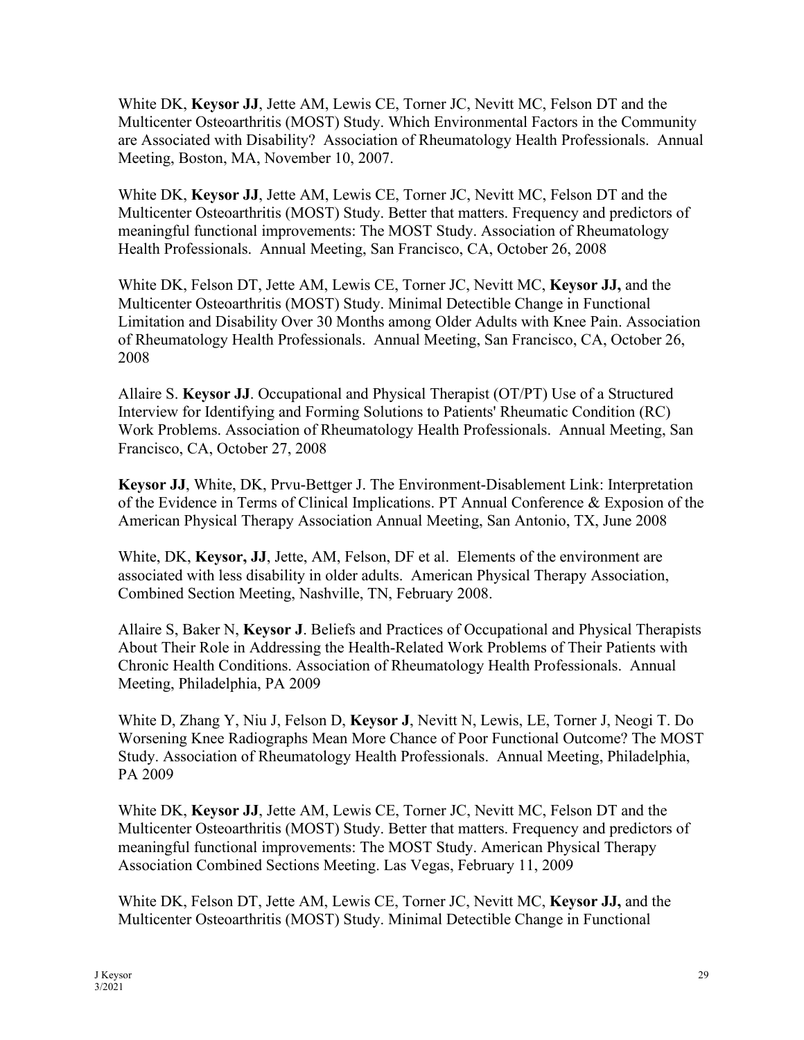White DK, **Keysor JJ**, Jette AM, Lewis CE, Torner JC, Nevitt MC, Felson DT and the Multicenter Osteoarthritis (MOST) Study. Which Environmental Factors in the Community are Associated with Disability? Association of Rheumatology Health Professionals. Annual Meeting, Boston, MA, November 10, 2007.

White DK, **Keysor JJ**, Jette AM, Lewis CE, Torner JC, Nevitt MC, Felson DT and the Multicenter Osteoarthritis (MOST) Study. Better that matters. Frequency and predictors of meaningful functional improvements: The MOST Study. Association of Rheumatology Health Professionals. Annual Meeting, San Francisco, CA, October 26, 2008

White DK, Felson DT, Jette AM, Lewis CE, Torner JC, Nevitt MC, **Keysor JJ,** and the Multicenter Osteoarthritis (MOST) Study. Minimal Detectible Change in Functional Limitation and Disability Over 30 Months among Older Adults with Knee Pain. Association of Rheumatology Health Professionals. Annual Meeting, San Francisco, CA, October 26, 2008

Allaire S. **Keysor JJ**. Occupational and Physical Therapist (OT/PT) Use of a Structured Interview for Identifying and Forming Solutions to Patients' Rheumatic Condition (RC) Work Problems. Association of Rheumatology Health Professionals. Annual Meeting, San Francisco, CA, October 27, 2008

**Keysor JJ**, White, DK, Prvu-Bettger J. The Environment-Disablement Link: Interpretation of the Evidence in Terms of Clinical Implications. PT Annual Conference & Exposion of the American Physical Therapy Association Annual Meeting, San Antonio, TX, June 2008

White, DK, **Keysor, JJ**, Jette, AM, Felson, DF et al. Elements of the environment are associated with less disability in older adults. American Physical Therapy Association, Combined Section Meeting, Nashville, TN, February 2008.

Allaire S, Baker N, **Keysor J**. Beliefs and Practices of Occupational and Physical Therapists About Their Role in Addressing the Health-Related Work Problems of Their Patients with Chronic Health Conditions. Association of Rheumatology Health Professionals. Annual Meeting, Philadelphia, PA 2009

White D, Zhang Y, Niu J, Felson D, **Keysor J**, Nevitt N, Lewis, LE, Torner J, Neogi T. Do Worsening Knee Radiographs Mean More Chance of Poor Functional Outcome? The MOST Study. Association of Rheumatology Health Professionals. Annual Meeting, Philadelphia, PA 2009

White DK, **Keysor JJ**, Jette AM, Lewis CE, Torner JC, Nevitt MC, Felson DT and the Multicenter Osteoarthritis (MOST) Study. Better that matters. Frequency and predictors of meaningful functional improvements: The MOST Study. American Physical Therapy Association Combined Sections Meeting. Las Vegas, February 11, 2009

White DK, Felson DT, Jette AM, Lewis CE, Torner JC, Nevitt MC, **Keysor JJ,** and the Multicenter Osteoarthritis (MOST) Study. Minimal Detectible Change in Functional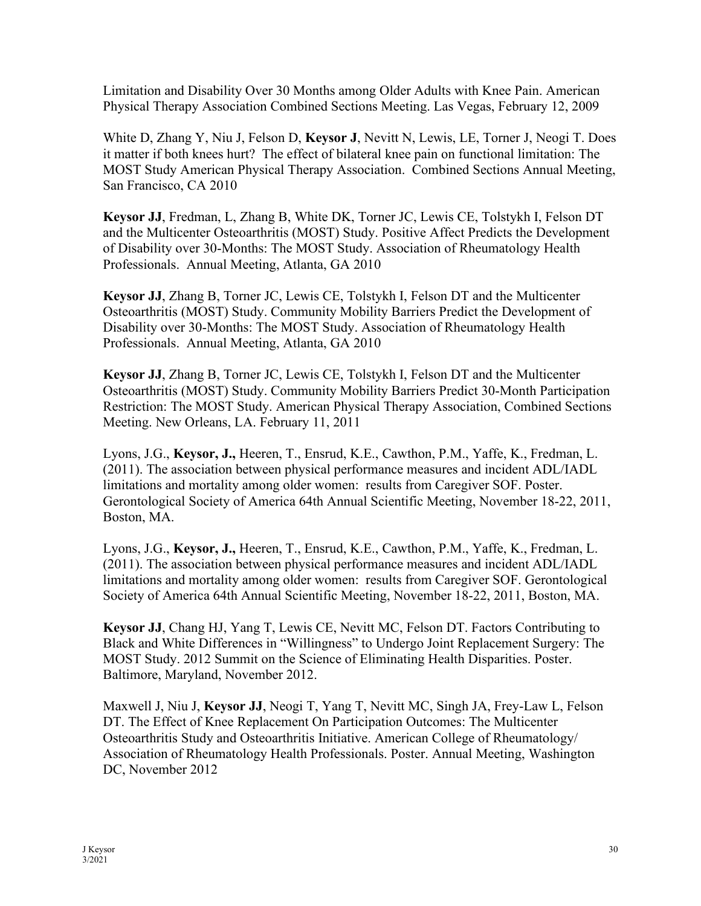Limitation and Disability Over 30 Months among Older Adults with Knee Pain. American Physical Therapy Association Combined Sections Meeting. Las Vegas, February 12, 2009

White D, Zhang Y, Niu J, Felson D, **Keysor J**, Nevitt N, Lewis, LE, Torner J, Neogi T. Does it matter if both knees hurt? The effect of bilateral knee pain on functional limitation: The MOST Study American Physical Therapy Association. Combined Sections Annual Meeting, San Francisco, CA 2010

**Keysor JJ**, Fredman, L, Zhang B, White DK, Torner JC, Lewis CE, Tolstykh I, Felson DT and the Multicenter Osteoarthritis (MOST) Study. Positive Affect Predicts the Development of Disability over 30-Months: The MOST Study. Association of Rheumatology Health Professionals. Annual Meeting, Atlanta, GA 2010

**Keysor JJ**, Zhang B, Torner JC, Lewis CE, Tolstykh I, Felson DT and the Multicenter Osteoarthritis (MOST) Study. Community Mobility Barriers Predict the Development of Disability over 30-Months: The MOST Study. Association of Rheumatology Health Professionals. Annual Meeting, Atlanta, GA 2010

**Keysor JJ**, Zhang B, Torner JC, Lewis CE, Tolstykh I, Felson DT and the Multicenter Osteoarthritis (MOST) Study. Community Mobility Barriers Predict 30-Month Participation Restriction: The MOST Study. American Physical Therapy Association, Combined Sections Meeting. New Orleans, LA. February 11, 2011

Lyons, J.G., **Keysor, J.,** Heeren, T., Ensrud, K.E., Cawthon, P.M., Yaffe, K., Fredman, L. (2011). The association between physical performance measures and incident ADL/IADL limitations and mortality among older women: results from Caregiver SOF. Poster. Gerontological Society of America 64th Annual Scientific Meeting, November 18-22, 2011, Boston, MA.

Lyons, J.G., **Keysor, J.,** Heeren, T., Ensrud, K.E., Cawthon, P.M., Yaffe, K., Fredman, L. (2011). The association between physical performance measures and incident ADL/IADL limitations and mortality among older women: results from Caregiver SOF. Gerontological Society of America 64th Annual Scientific Meeting, November 18-22, 2011, Boston, MA.

**Keysor JJ**, Chang HJ, Yang T, Lewis CE, Nevitt MC, Felson DT. Factors Contributing to Black and White Differences in "Willingness" to Undergo Joint Replacement Surgery: The MOST Study. 2012 Summit on the Science of Eliminating Health Disparities. Poster. Baltimore, Maryland, November 2012.

Maxwell J, Niu J, **Keysor JJ**, Neogi T, Yang T, Nevitt MC, Singh JA, Frey-Law L, Felson DT. The Effect of Knee Replacement On Participation Outcomes: The Multicenter Osteoarthritis Study and Osteoarthritis Initiative. American College of Rheumatology/ Association of Rheumatology Health Professionals. Poster. Annual Meeting, Washington DC, November 2012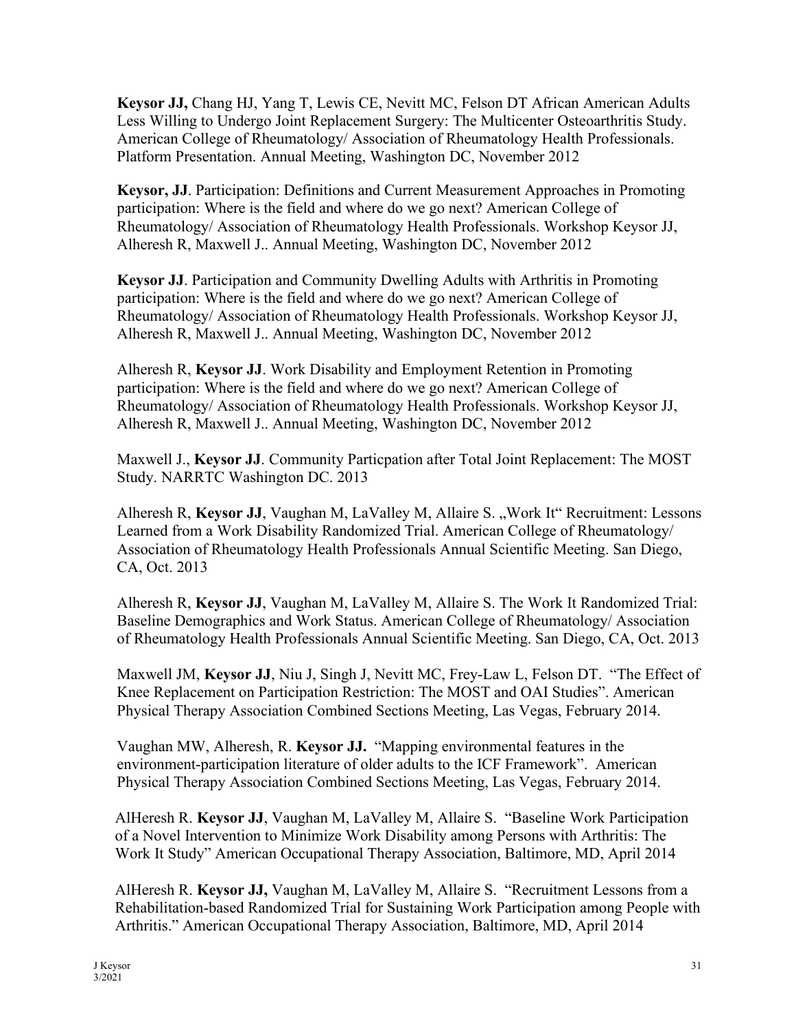**Keysor JJ,** Chang HJ, Yang T, Lewis CE, Nevitt MC, Felson DT African American Adults Less Willing to Undergo Joint Replacement Surgery: The Multicenter Osteoarthritis Study. American College of Rheumatology/ Association of Rheumatology Health Professionals. Platform Presentation. Annual Meeting, Washington DC, November 2012

**Keysor, JJ**. Participation: Definitions and Current Measurement Approaches in Promoting participation: Where is the field and where do we go next? American College of Rheumatology/ Association of Rheumatology Health Professionals. Workshop Keysor JJ, Alheresh R, Maxwell J.. Annual Meeting, Washington DC, November 2012

**Keysor JJ**. Participation and Community Dwelling Adults with Arthritis in Promoting participation: Where is the field and where do we go next? American College of Rheumatology/ Association of Rheumatology Health Professionals. Workshop Keysor JJ, Alheresh R, Maxwell J.. Annual Meeting, Washington DC, November 2012

Alheresh R, **Keysor JJ**. Work Disability and Employment Retention in Promoting participation: Where is the field and where do we go next? American College of Rheumatology/ Association of Rheumatology Health Professionals. Workshop Keysor JJ, Alheresh R, Maxwell J.. Annual Meeting, Washington DC, November 2012

Maxwell J., **Keysor JJ**. Community Particpation after Total Joint Replacement: The MOST Study. NARRTC Washington DC. 2013

Alheresh R, **Keysor JJ**, Vaughan M, LaValley M, Allaire S. „Work It" Recruitment: Lessons Learned from a Work Disability Randomized Trial. American College of Rheumatology/ Association of Rheumatology Health Professionals Annual Scientific Meeting. San Diego, CA, Oct. 2013

Alheresh R, **Keysor JJ**, Vaughan M, LaValley M, Allaire S. The Work It Randomized Trial: Baseline Demographics and Work Status. American College of Rheumatology/ Association of Rheumatology Health Professionals Annual Scientific Meeting. San Diego, CA, Oct. 2013

Maxwell JM, **Keysor JJ**, Niu J, Singh J, Nevitt MC, Frey-Law L, Felson DT. "The Effect of Knee Replacement on Participation Restriction: The MOST and OAI Studies". American Physical Therapy Association Combined Sections Meeting, Las Vegas, February 2014.

Vaughan MW, Alheresh, R. **Keysor JJ.** "Mapping environmental features in the environment-participation literature of older adults to the ICF Framework". American Physical Therapy Association Combined Sections Meeting, Las Vegas, February 2014.

AlHeresh R. **Keysor JJ**, Vaughan M, LaValley M, Allaire S. "Baseline Work Participation of a Novel Intervention to Minimize Work Disability among Persons with Arthritis: The Work It Study" American Occupational Therapy Association, Baltimore, MD, April 2014

AlHeresh R. **Keysor JJ,** Vaughan M, LaValley M, Allaire S. "Recruitment Lessons from a Rehabilitation-based Randomized Trial for Sustaining Work Participation among People with Arthritis." American Occupational Therapy Association, Baltimore, MD, April 2014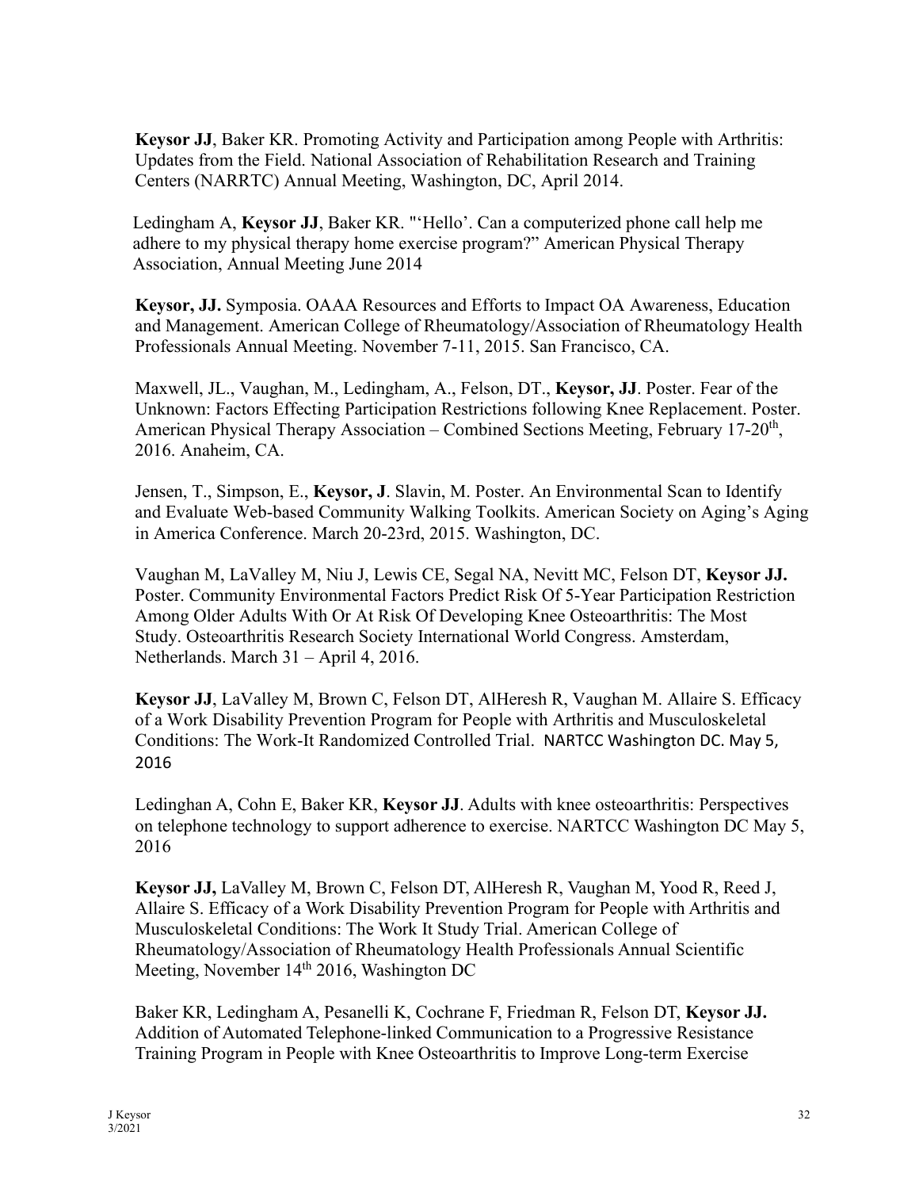**Keysor JJ**, Baker KR. Promoting Activity and Participation among People with Arthritis: Updates from the Field. National Association of Rehabilitation Research and Training Centers (NARRTC) Annual Meeting, Washington, DC, April 2014.

Ledingham A, **Keysor JJ**, Baker KR. "'Hello'. Can a computerized phone call help me adhere to my physical therapy home exercise program?" American Physical Therapy Association, Annual Meeting June 2014

**Keysor, JJ.** Symposia. OAAA Resources and Efforts to Impact OA Awareness, Education and Management. American College of Rheumatology/Association of Rheumatology Health Professionals Annual Meeting. November 7-11, 2015. San Francisco, CA.

Maxwell, JL., Vaughan, M., Ledingham, A., Felson, DT., **Keysor, JJ**. Poster. Fear of the Unknown: Factors Effecting Participation Restrictions following Knee Replacement. Poster. American Physical Therapy Association – Combined Sections Meeting, February 17-20th, 2016. Anaheim, CA.

Jensen, T., Simpson, E., **Keysor, J**. Slavin, M. Poster. An Environmental Scan to Identify and Evaluate Web-based Community Walking Toolkits. American Society on Aging's Aging in America Conference. March 20-23rd, 2015. Washington, DC.

Vaughan M, LaValley M, Niu J, Lewis CE, Segal NA, Nevitt MC, Felson DT, **Keysor JJ.** Poster. Community Environmental Factors Predict Risk Of 5-Year Participation Restriction Among Older Adults With Or At Risk Of Developing Knee Osteoarthritis: The Most Study. Osteoarthritis Research Society International World Congress. Amsterdam, Netherlands. March 31 – April 4, 2016.

**Keysor JJ**, LaValley M, Brown C, Felson DT, AlHeresh R, Vaughan M. Allaire S. Efficacy of a Work Disability Prevention Program for People with Arthritis and Musculoskeletal Conditions: The Work-It Randomized Controlled Trial. NARTCC Washington DC. May 5, 2016

Ledinghan A, Cohn E, Baker KR, **Keysor JJ**. Adults with knee osteoarthritis: Perspectives on telephone technology to support adherence to exercise. NARTCC Washington DC May 5, 2016

**Keysor JJ,** LaValley M, Brown C, Felson DT, AlHeresh R, Vaughan M, Yood R, Reed J, Allaire S. Efficacy of a Work Disability Prevention Program for People with Arthritis and Musculoskeletal Conditions: The Work It Study Trial. American College of Rheumatology/Association of Rheumatology Health Professionals Annual Scientific Meeting, November 14th 2016, Washington DC

Baker KR, Ledingham A, Pesanelli K, Cochrane F, Friedman R, Felson DT, **Keysor JJ.** Addition of Automated Telephone-linked Communication to a Progressive Resistance Training Program in People with Knee Osteoarthritis to Improve Long-term Exercise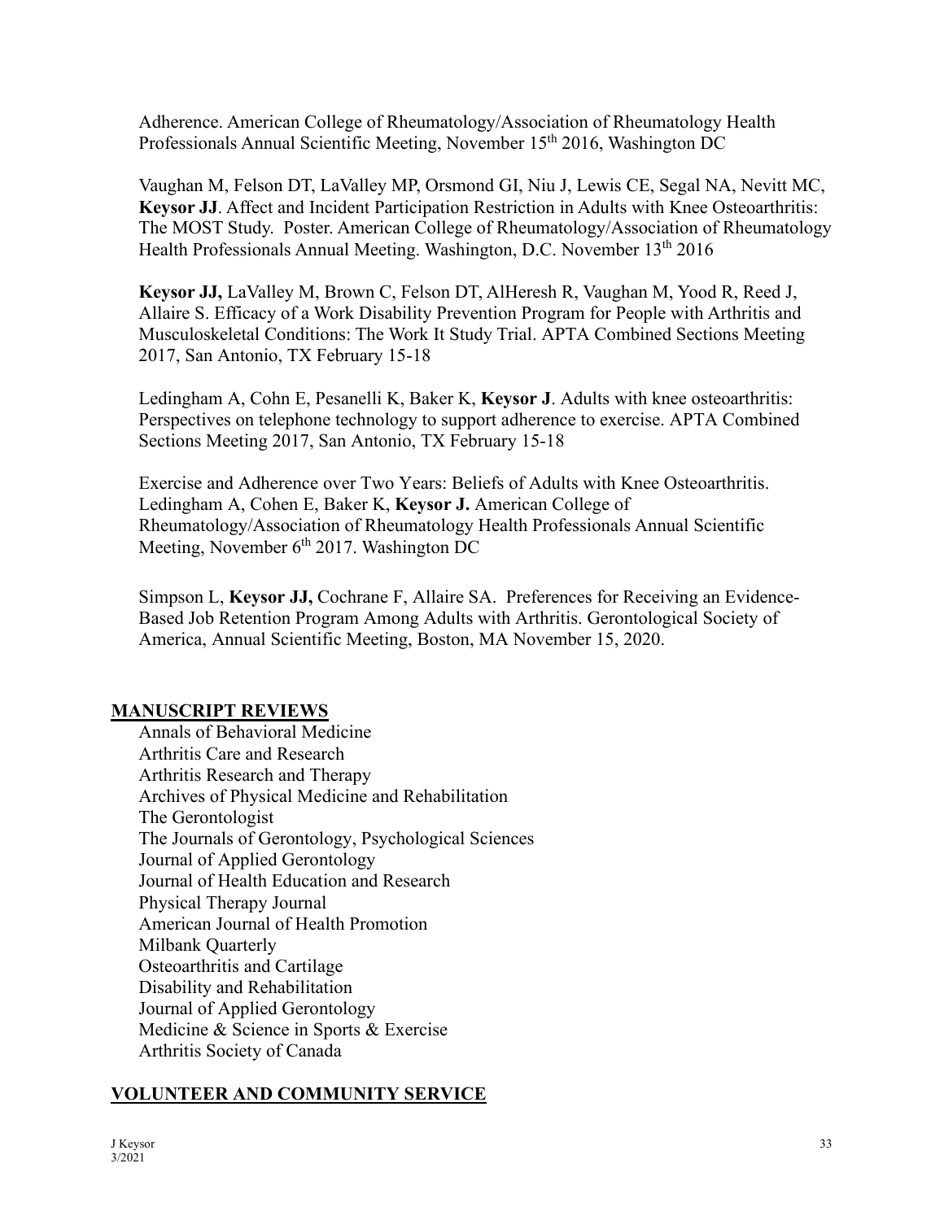Adherence. American College of Rheumatology/Association of Rheumatology Health Professionals Annual Scientific Meeting, November 15th 2016, Washington DC

Vaughan M, Felson DT, LaValley MP, Orsmond GI, Niu J, Lewis CE, Segal NA, Nevitt MC, **Keysor JJ**. Affect and Incident Participation Restriction in Adults with Knee Osteoarthritis: The MOST Study. Poster. American College of Rheumatology/Association of Rheumatology Health Professionals Annual Meeting. Washington, D.C. November 13th 2016

**Keysor JJ,** LaValley M, Brown C, Felson DT, AlHeresh R, Vaughan M, Yood R, Reed J, Allaire S. Efficacy of a Work Disability Prevention Program for People with Arthritis and Musculoskeletal Conditions: The Work It Study Trial. APTA Combined Sections Meeting 2017, San Antonio, TX February 15-18

Ledingham A, Cohn E, Pesanelli K, Baker K, **Keysor J**. Adults with knee osteoarthritis: Perspectives on telephone technology to support adherence to exercise. APTA Combined Sections Meeting 2017, San Antonio, TX February 15-18

Exercise and Adherence over Two Years: Beliefs of Adults with Knee Osteoarthritis. Ledingham A, Cohen E, Baker K, **Keysor J.** American College of Rheumatology/Association of Rheumatology Health Professionals Annual Scientific Meeting, November 6th 2017. Washington DC

Simpson L, **Keysor JJ,** Cochrane F, Allaire SA. Preferences for Receiving an Evidence-Based Job Retention Program Among Adults with Arthritis. Gerontological Society of America, Annual Scientific Meeting, Boston, MA November 15, 2020.

## MANUSCRIPT REVIEWS

Annals of Behavioral Medicine
Arthritis Care and Research
Arthritis Research and Therapy
Archives of Physical Medicine and Rehabilitation
The Gerontologist
The Journals of Gerontology, Psychological Sciences
Journal of Applied Gerontology
Journal of Health Education and Research
Physical Therapy Journal
American Journal of Health Promotion
Milbank Quarterly
Osteoarthritis and Cartilage
Disability and Rehabilitation
Journal of Applied Gerontology
Medicine & Science in Sports & Exercise
Arthritis Society of Canada

## VOLUNTEER AND COMMUNITY SERVICE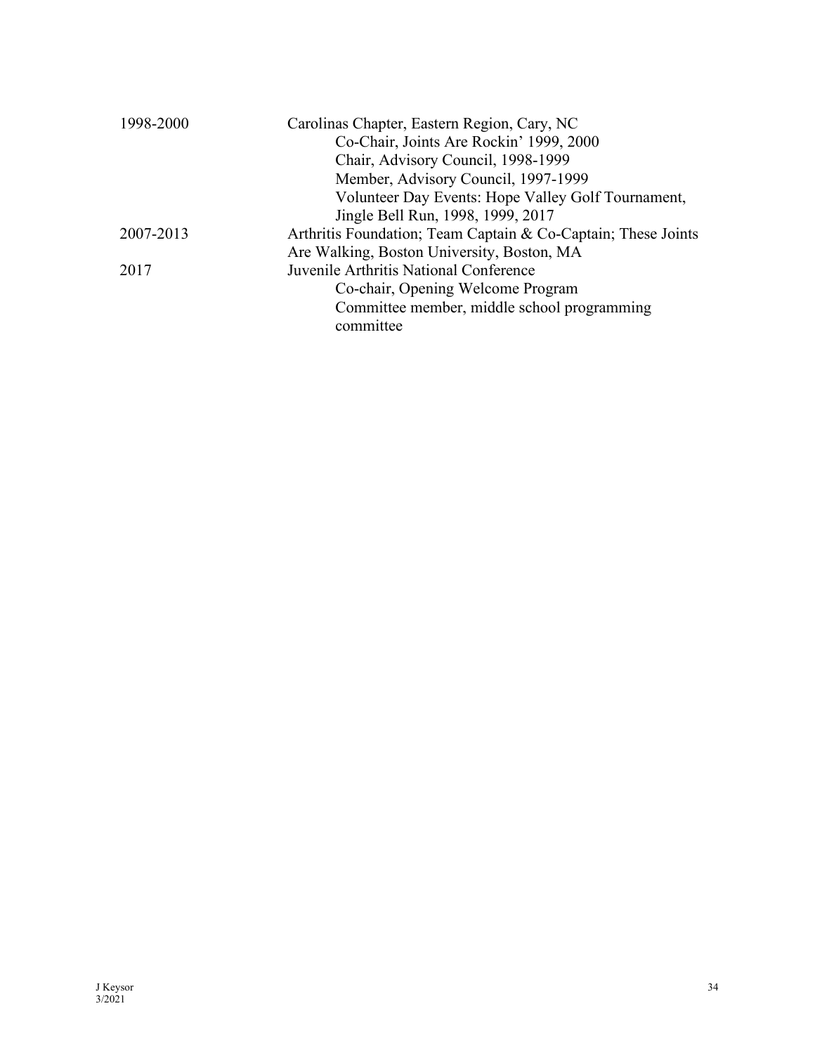| | |
|---|---|
| 1998-2000 | Carolinas Chapter, Eastern Region, Cary, NC<br>Co-Chair, Joints Are Rockin' 1999, 2000<br>Chair, Advisory Council, 1998-1999<br>Member, Advisory Council, 1997-1999<br>Volunteer Day Events: Hope Valley Golf Tournament, Jingle Bell Run, 1998, 1999, 2017 |
| 2007-2013 | Arthritis Foundation; Team Captain & Co-Captain; These Joints Are Walking, Boston University, Boston, MA |
| 2017 | Juvenile Arthritis National Conference<br>Co-chair, Opening Welcome Program<br>Committee member, middle school programming committee |